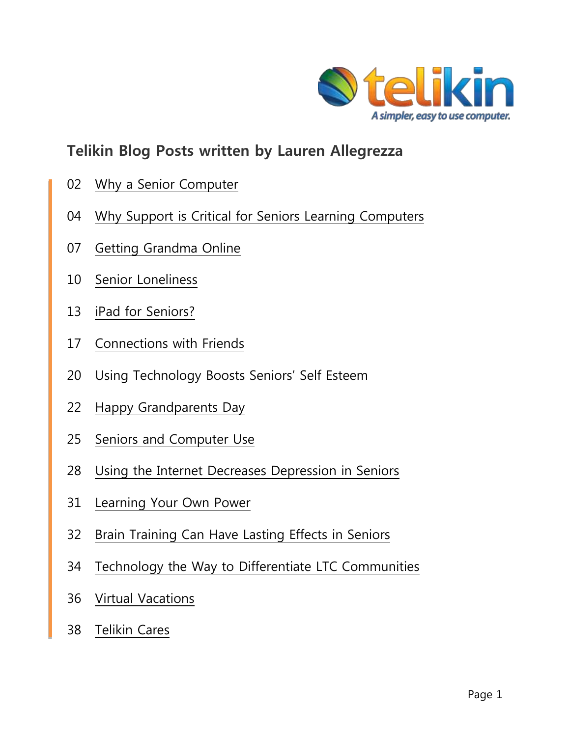telikin

A simpler, easy to use computer.

## Telikin Blog Posts written by Lauren Allegrezza

02 Why a Senior Computer

04 Why Support is Critical for Seniors Learning Computers

07 Getting Grandma Online

10 Senior Loneliness

13 iPad for Seniors?

17 Connections with Friends

20 Using Technology Boosts Seniors' Self Esteem

22 Happy Grandparents Day

25 Seniors and Computer Use

28 Using the Internet Decreases Depression in Seniors

31 Learning Your Own Power

32 Brain Training Can Have Lasting Effects in Seniors

34 Technology the Way to Differentiate LTC Communities

36 Virtual Vacations

38 Telikin Cares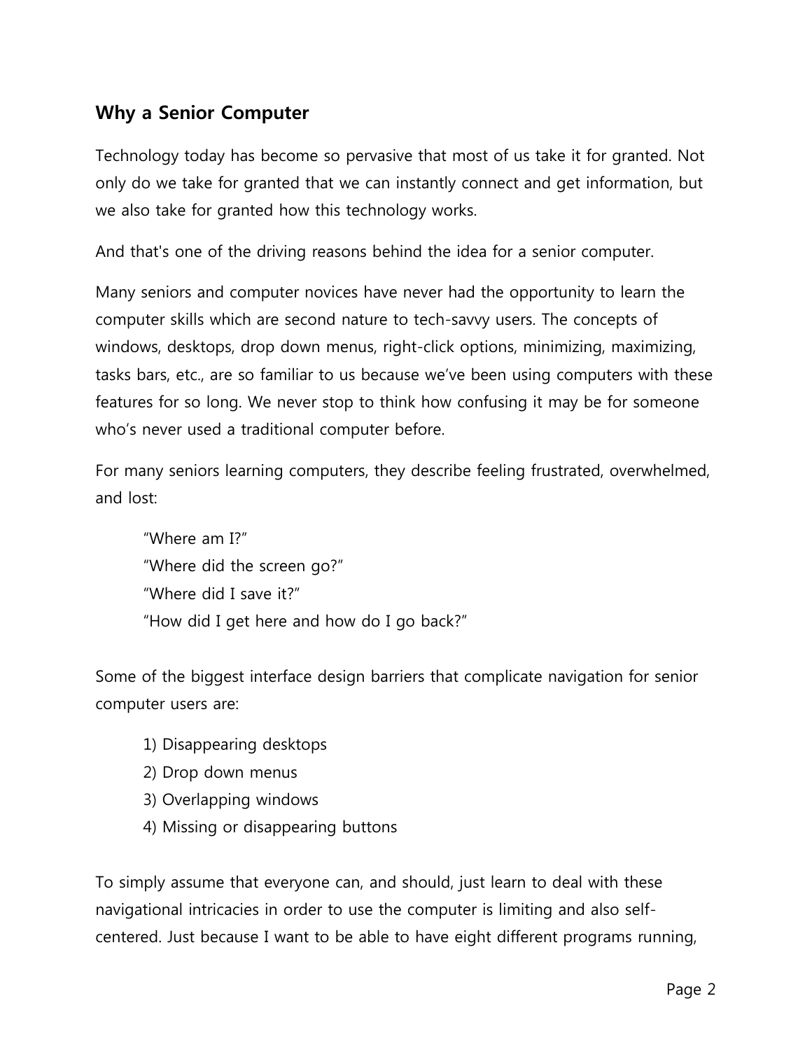## Why a Senior Computer

Technology today has become so pervasive that most of us take it for granted. Not only do we take for granted that we can instantly connect and get information, but we also take for granted how this technology works.

And that's one of the driving reasons behind the idea for a senior computer.

Many seniors and computer novices have never had the opportunity to learn the computer skills which are second nature to tech-savvy users. The concepts of windows, desktops, drop down menus, right-click options, minimizing, maximizing, tasks bars, etc., are so familiar to us because we've been using computers with these features for so long. We never stop to think how confusing it may be for someone who's never used a traditional computer before.

For many seniors learning computers, they describe feeling frustrated, overwhelmed, and lost:

> "Where am I?"
> "Where did the screen go?"
> "Where did I save it?"
> "How did I get here and how do I go back?"

Some of the biggest interface design barriers that complicate navigation for senior computer users are:

1) Disappearing desktops
2) Drop down menus
3) Overlapping windows
4) Missing or disappearing buttons

To simply assume that everyone can, and should, just learn to deal with these navigational intricacies in order to use the computer is limiting and also self-centered. Just because I want to be able to have eight different programs running,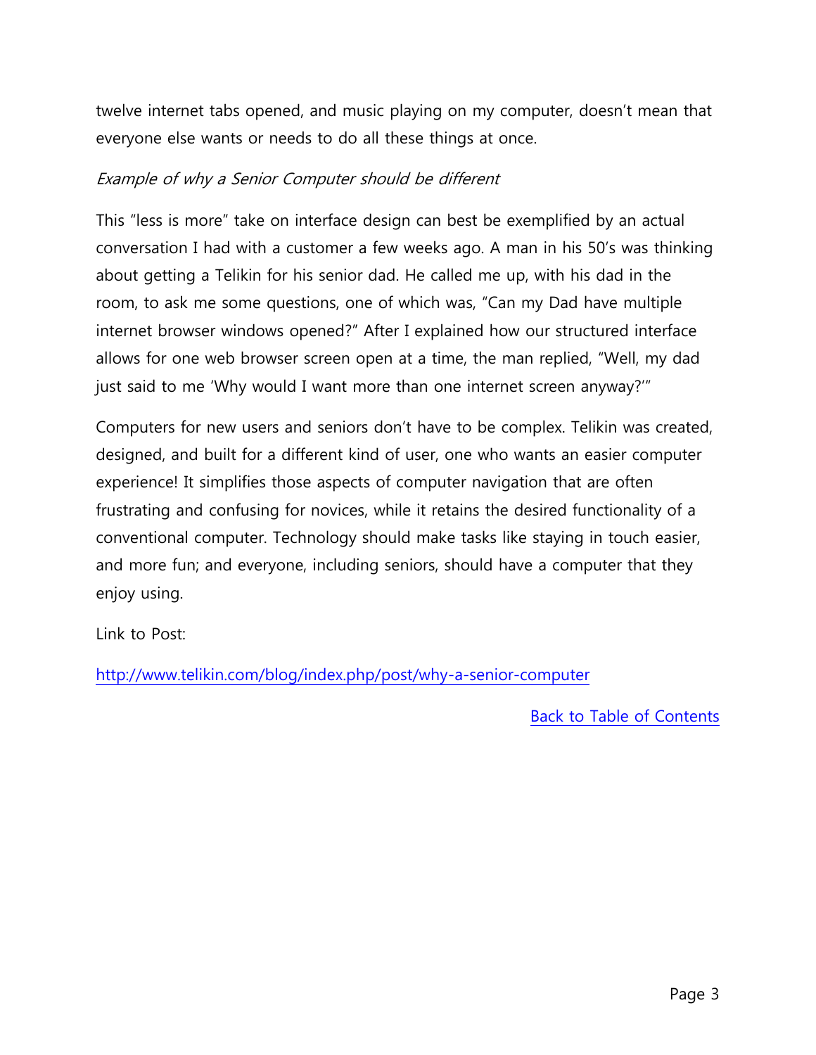twelve internet tabs opened, and music playing on my computer, doesn't mean that everyone else wants or needs to do all these things at once.

*Example of why a Senior Computer should be different*

This "less is more" take on interface design can best be exemplified by an actual conversation I had with a customer a few weeks ago. A man in his 50's was thinking about getting a Telikin for his senior dad. He called me up, with his dad in the room, to ask me some questions, one of which was, "Can my Dad have multiple internet browser windows opened?" After I explained how our structured interface allows for one web browser screen open at a time, the man replied, "Well, my dad just said to me 'Why would I want more than one internet screen anyway?'"

Computers for new users and seniors don't have to be complex. Telikin was created, designed, and built for a different kind of user, one who wants an easier computer experience! It simplifies those aspects of computer navigation that are often frustrating and confusing for novices, while it retains the desired functionality of a conventional computer. Technology should make tasks like staying in touch easier, and more fun; and everyone, including seniors, should have a computer that they enjoy using.

Link to Post:

http://www.telikin.com/blog/index.php/post/why-a-senior-computer

Back to Table of Contents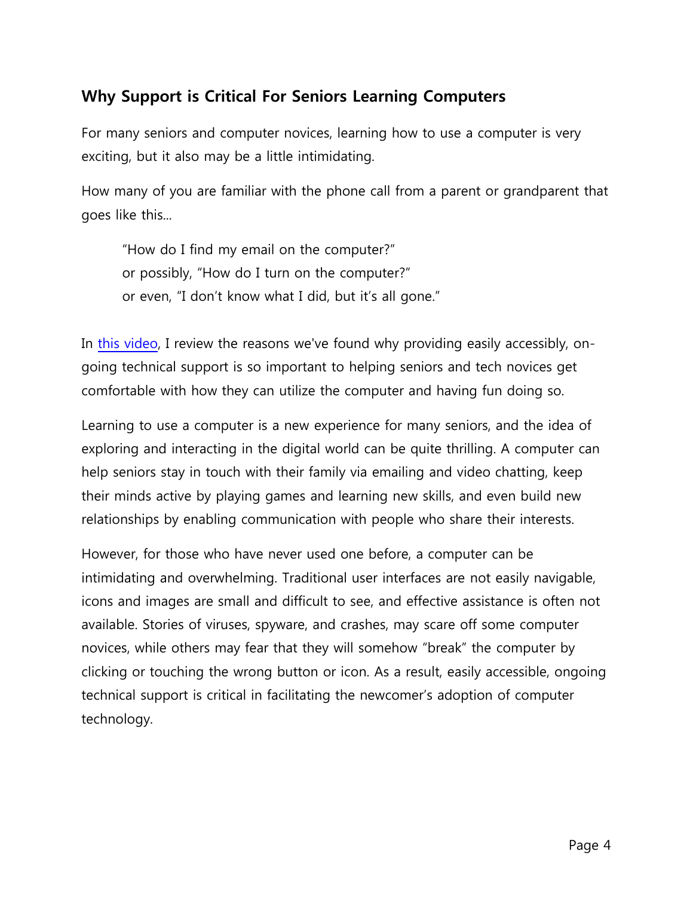## Why Support is Critical For Seniors Learning Computers

For many seniors and computer novices, learning how to use a computer is very exciting, but it also may be a little intimidating.

How many of you are familiar with the phone call from a parent or grandparent that goes like this...

> "How do I find my email on the computer?"
> or possibly, "How do I turn on the computer?"
> or even, "I don't know what I did, but it's all gone."

In this video, I review the reasons we've found why providing easily accessibly, on-going technical support is so important to helping seniors and tech novices get comfortable with how they can utilize the computer and having fun doing so.

Learning to use a computer is a new experience for many seniors, and the idea of exploring and interacting in the digital world can be quite thrilling. A computer can help seniors stay in touch with their family via emailing and video chatting, keep their minds active by playing games and learning new skills, and even build new relationships by enabling communication with people who share their interests.

However, for those who have never used one before, a computer can be intimidating and overwhelming. Traditional user interfaces are not easily navigable, icons and images are small and difficult to see, and effective assistance is often not available. Stories of viruses, spyware, and crashes, may scare off some computer novices, while others may fear that they will somehow "break" the computer by clicking or touching the wrong button or icon. As a result, easily accessible, ongoing technical support is critical in facilitating the newcomer's adoption of computer technology.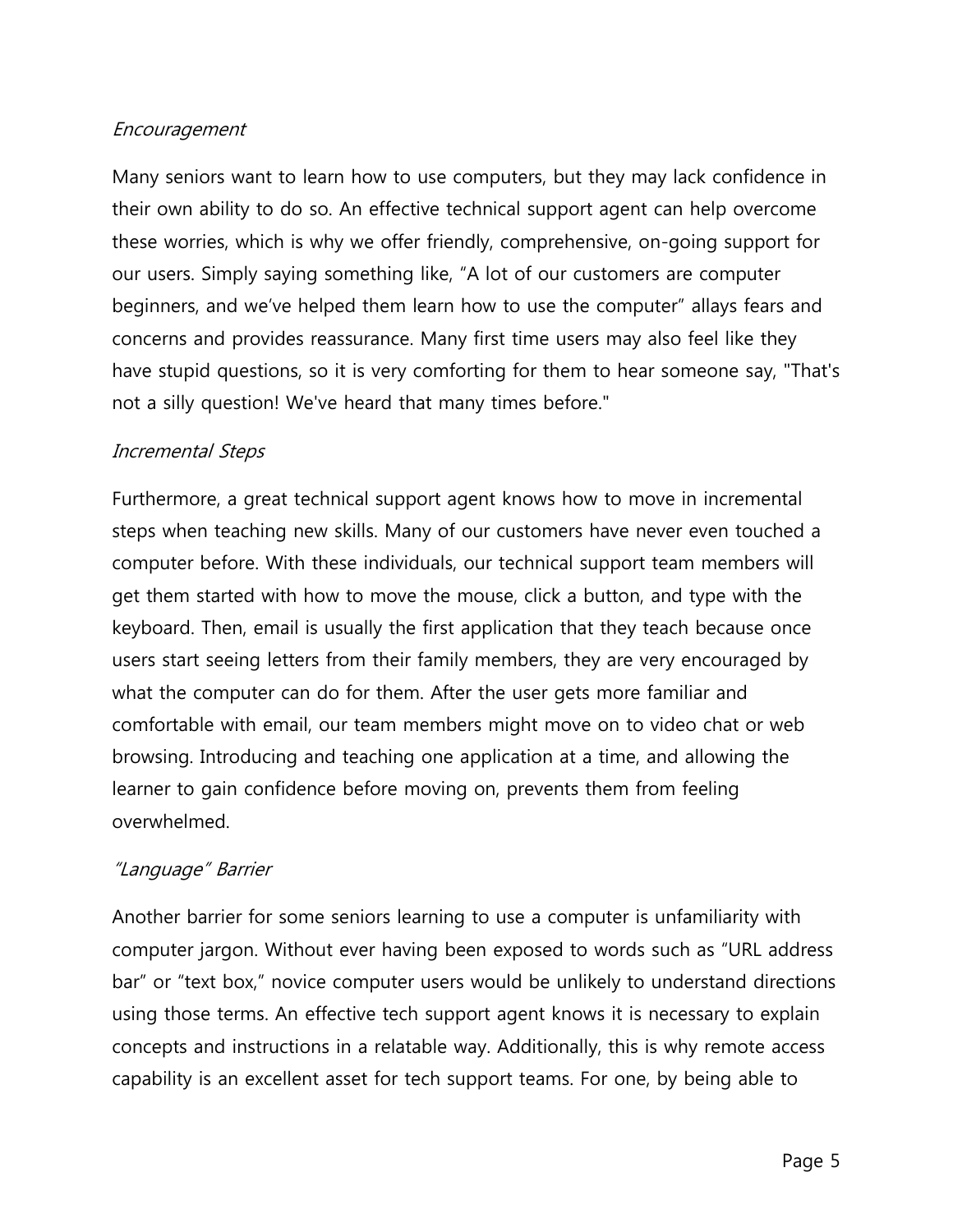*Encouragement*

Many seniors want to learn how to use computers, but they may lack confidence in their own ability to do so. An effective technical support agent can help overcome these worries, which is why we offer friendly, comprehensive, on-going support for our users. Simply saying something like, "A lot of our customers are computer beginners, and we've helped them learn how to use the computer" allays fears and concerns and provides reassurance. Many first time users may also feel like they have stupid questions, so it is very comforting for them to hear someone say, "That's not a silly question! We've heard that many times before."

*Incremental Steps*

Furthermore, a great technical support agent knows how to move in incremental steps when teaching new skills. Many of our customers have never even touched a computer before. With these individuals, our technical support team members will get them started with how to move the mouse, click a button, and type with the keyboard. Then, email is usually the first application that they teach because once users start seeing letters from their family members, they are very encouraged by what the computer can do for them. After the user gets more familiar and comfortable with email, our team members might move on to video chat or web browsing. Introducing and teaching one application at a time, and allowing the learner to gain confidence before moving on, prevents them from feeling overwhelmed.

*"Language" Barrier*

Another barrier for some seniors learning to use a computer is unfamiliarity with computer jargon. Without ever having been exposed to words such as "URL address bar" or "text box," novice computer users would be unlikely to understand directions using those terms. An effective tech support agent knows it is necessary to explain concepts and instructions in a relatable way. Additionally, this is why remote access capability is an excellent asset for tech support teams. For one, by being able to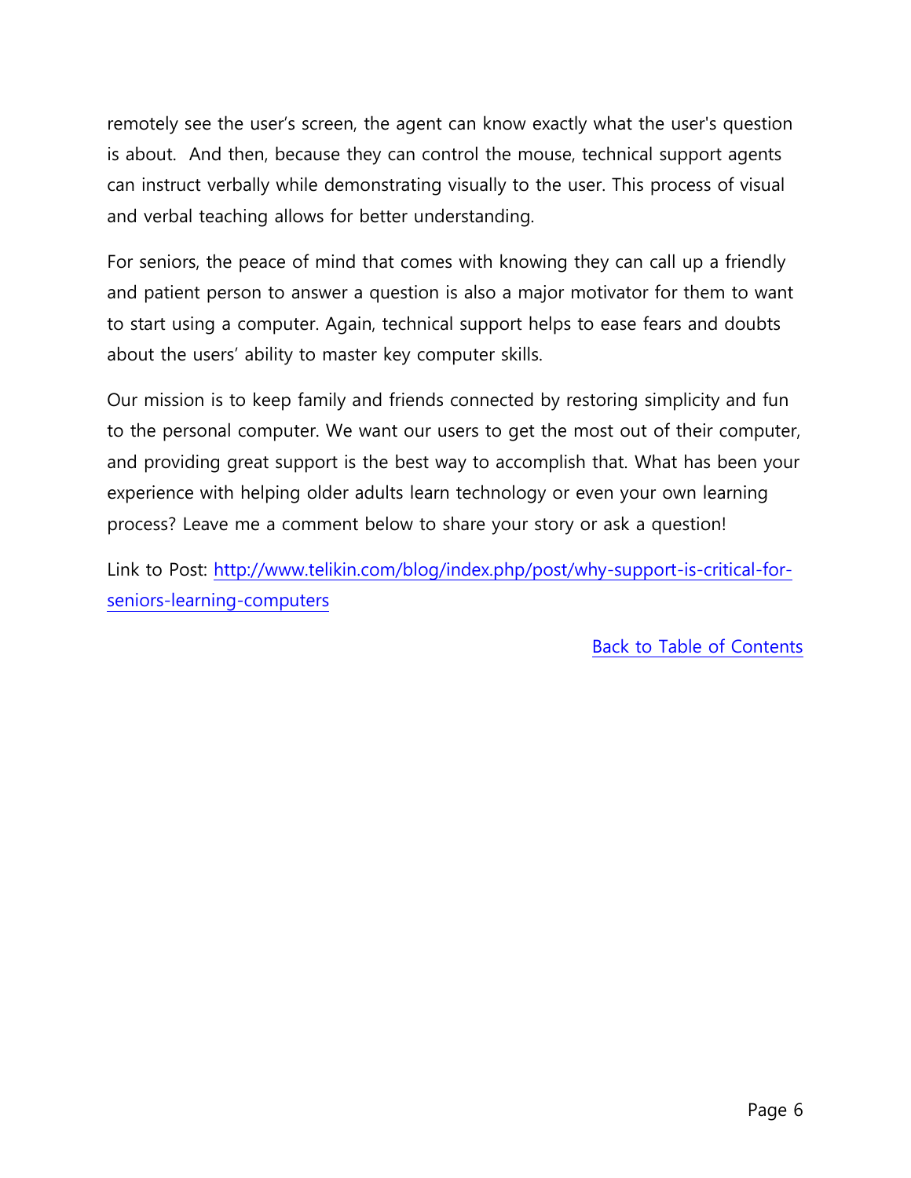remotely see the user's screen, the agent can know exactly what the user's question is about.  And then, because they can control the mouse, technical support agents can instruct verbally while demonstrating visually to the user. This process of visual and verbal teaching allows for better understanding.

For seniors, the peace of mind that comes with knowing they can call up a friendly and patient person to answer a question is also a major motivator for them to want to start using a computer. Again, technical support helps to ease fears and doubts about the users' ability to master key computer skills.

Our mission is to keep family and friends connected by restoring simplicity and fun to the personal computer. We want our users to get the most out of their computer, and providing great support is the best way to accomplish that. What has been your experience with helping older adults learn technology or even your own learning process? Leave me a comment below to share your story or ask a question!

Link to Post: [http://www.telikin.com/blog/index.php/post/why-support-is-critical-for-seniors-learning-computers](http://www.telikin.com/blog/index.php/post/why-support-is-critical-for-seniors-learning-computers)

Back to Table of Contents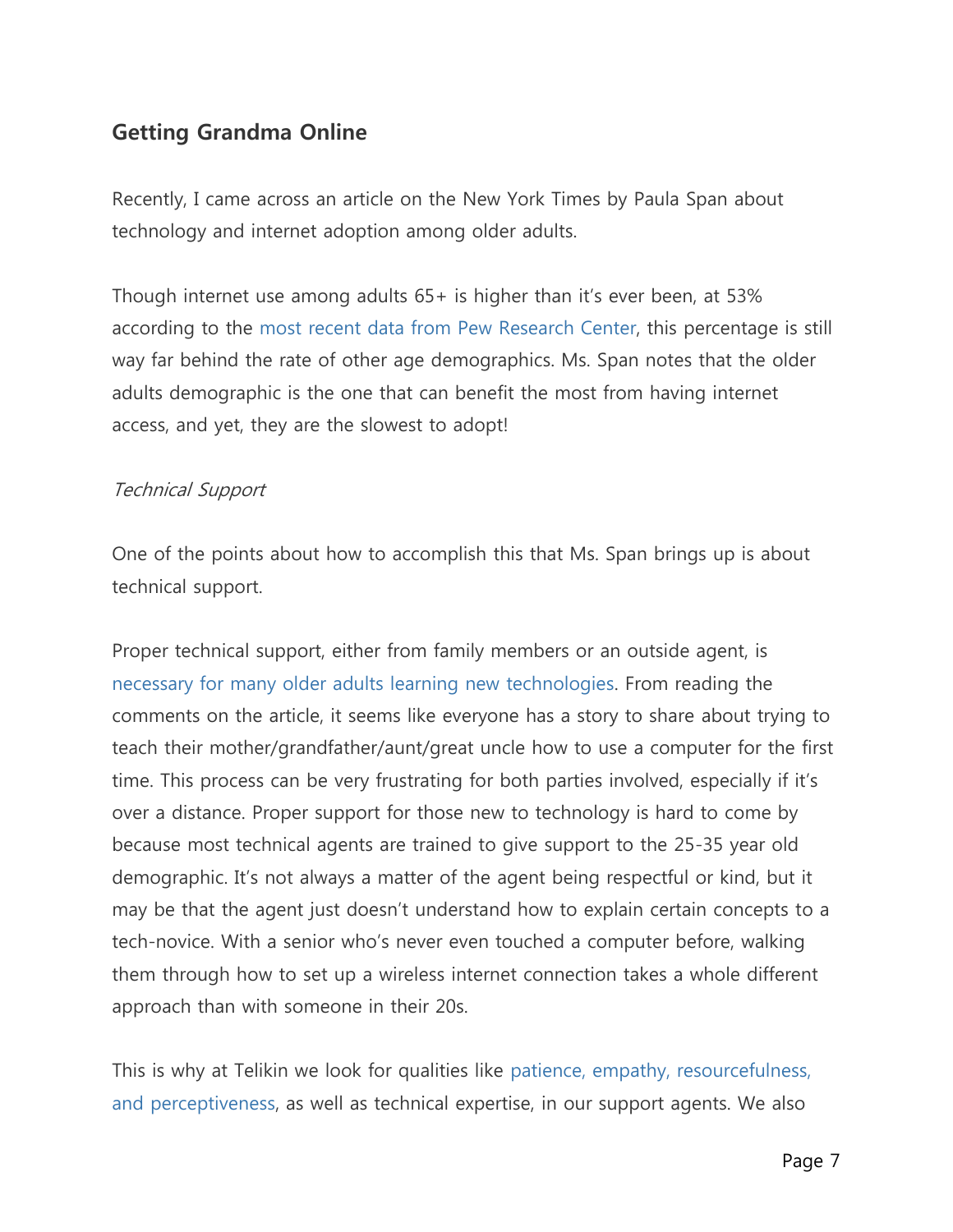## Getting Grandma Online

Recently, I came across an article on the New York Times by Paula Span about technology and internet adoption among older adults.

Though internet use among adults 65+ is higher than it's ever been, at 53% according to the most recent data from Pew Research Center, this percentage is still way far behind the rate of other age demographics. Ms. Span notes that the older adults demographic is the one that can benefit the most from having internet access, and yet, they are the slowest to adopt!

*Technical Support*

One of the points about how to accomplish this that Ms. Span brings up is about technical support.

Proper technical support, either from family members or an outside agent, is necessary for many older adults learning new technologies. From reading the comments on the article, it seems like everyone has a story to share about trying to teach their mother/grandfather/aunt/great uncle how to use a computer for the first time. This process can be very frustrating for both parties involved, especially if it's over a distance. Proper support for those new to technology is hard to come by because most technical agents are trained to give support to the 25-35 year old demographic. It's not always a matter of the agent being respectful or kind, but it may be that the agent just doesn't understand how to explain certain concepts to a tech-novice. With a senior who's never even touched a computer before, walking them through how to set up a wireless internet connection takes a whole different approach than with someone in their 20s.

This is why at Telikin we look for qualities like patience, empathy, resourcefulness, and perceptiveness, as well as technical expertise, in our support agents. We also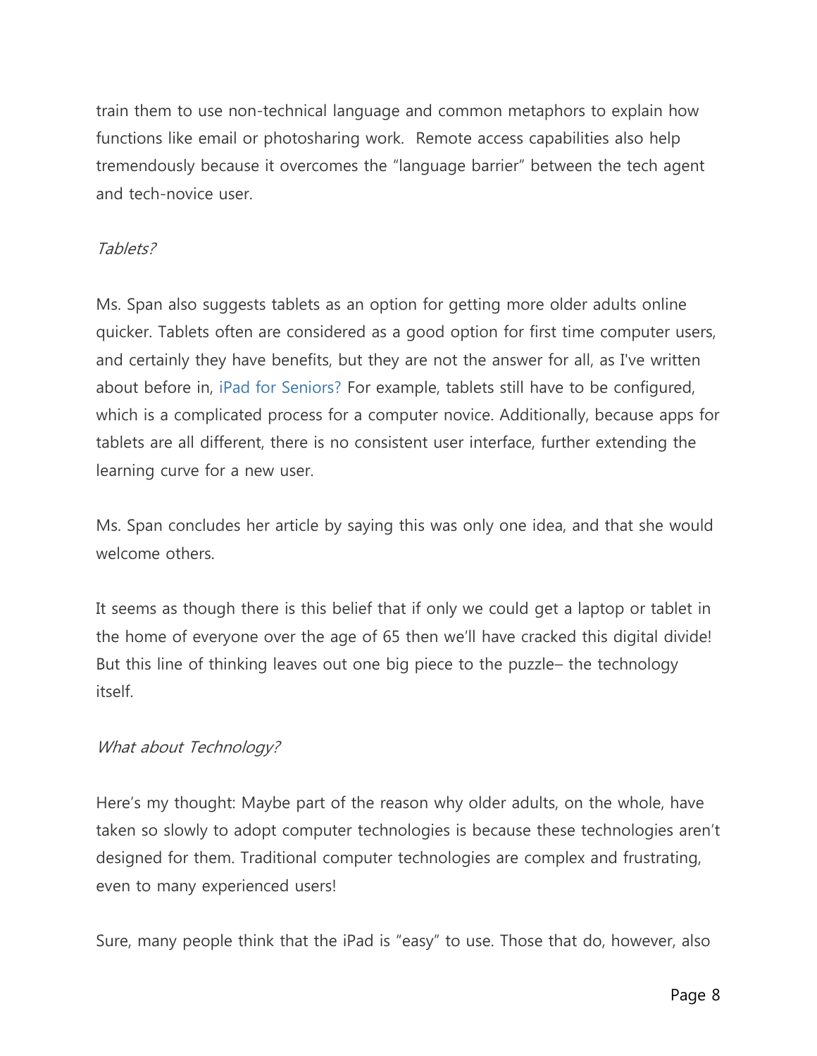train them to use non-technical language and common metaphors to explain how functions like email or photosharing work.  Remote access capabilities also help tremendously because it overcomes the "language barrier" between the tech agent and tech-novice user.

*Tablets?*

Ms. Span also suggests tablets as an option for getting more older adults online quicker. Tablets often are considered as a good option for first time computer users, and certainly they have benefits, but they are not the answer for all, as I've written about before in, iPad for Seniors? For example, tablets still have to be configured, which is a complicated process for a computer novice. Additionally, because apps for tablets are all different, there is no consistent user interface, further extending the learning curve for a new user.

Ms. Span concludes her article by saying this was only one idea, and that she would welcome others.

It seems as though there is this belief that if only we could get a laptop or tablet in the home of everyone over the age of 65 then we'll have cracked this digital divide! But this line of thinking leaves out one big piece to the puzzle– the technology itself.

*What about Technology?*

Here's my thought: Maybe part of the reason why older adults, on the whole, have taken so slowly to adopt computer technologies is because these technologies aren't designed for them. Traditional computer technologies are complex and frustrating, even to many experienced users!

Sure, many people think that the iPad is "easy" to use. Those that do, however, also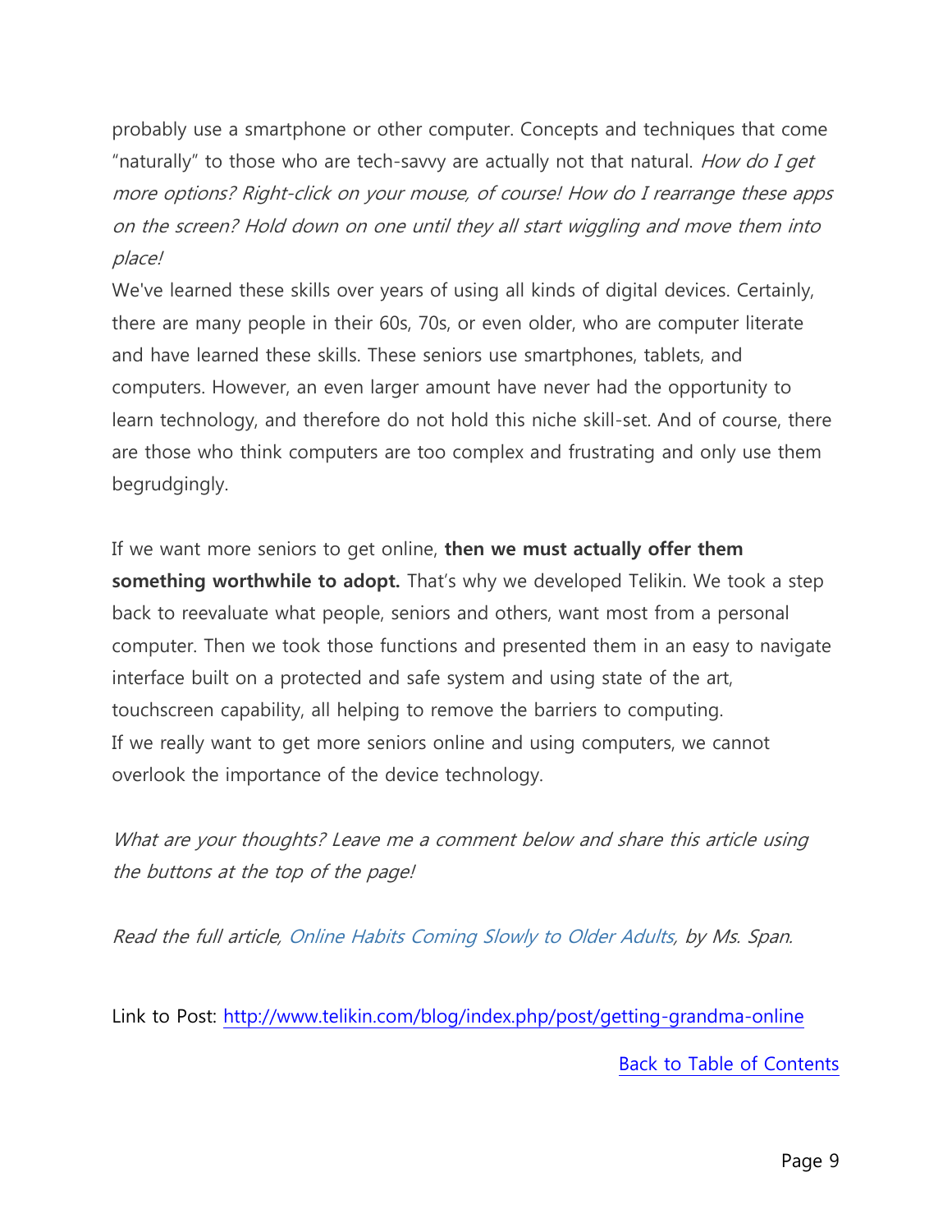probably use a smartphone or other computer. Concepts and techniques that come "naturally" to those who are tech-savvy are actually not that natural. *How do I get more options? Right-click on your mouse, of course! How do I rearrange these apps on the screen? Hold down on one until they all start wiggling and move them into place!*

We've learned these skills over years of using all kinds of digital devices. Certainly, there are many people in their 60s, 70s, or even older, who are computer literate and have learned these skills. These seniors use smartphones, tablets, and computers. However, an even larger amount have never had the opportunity to learn technology, and therefore do not hold this niche skill-set. And of course, there are those who think computers are too complex and frustrating and only use them begrudgingly.

If we want more seniors to get online, **then we must actually offer them something worthwhile to adopt.** That's why we developed Telikin. We took a step back to reevaluate what people, seniors and others, want most from a personal computer. Then we took those functions and presented them in an easy to navigate interface built on a protected and safe system and using state of the art, touchscreen capability, all helping to remove the barriers to computing.

If we really want to get more seniors online and using computers, we cannot overlook the importance of the device technology.

*What are your thoughts? Leave me a comment below and share this article using the buttons at the top of the page!*

*Read the full article, Online Habits Coming Slowly to Older Adults, by Ms. Span.*

Link to Post: http://www.telikin.com/blog/index.php/post/getting-grandma-online

Back to Table of Contents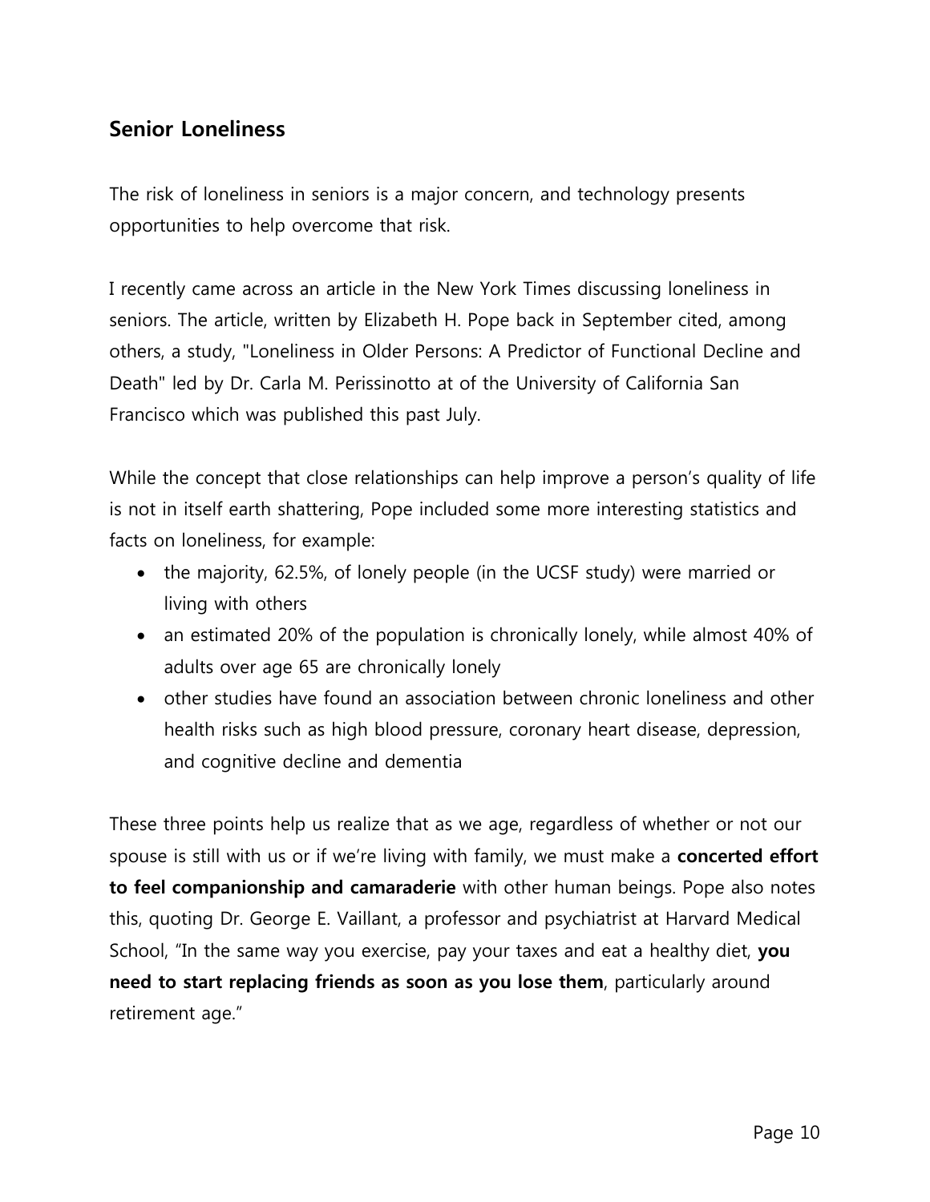## Senior Loneliness

The risk of loneliness in seniors is a major concern, and technology presents opportunities to help overcome that risk.

I recently came across an article in the New York Times discussing loneliness in seniors. The article, written by Elizabeth H. Pope back in September cited, among others, a study, "Loneliness in Older Persons: A Predictor of Functional Decline and Death" led by Dr. Carla M. Perissinotto at of the University of California San Francisco which was published this past July.

While the concept that close relationships can help improve a person's quality of life is not in itself earth shattering, Pope included some more interesting statistics and facts on loneliness, for example:

- the majority, 62.5%, of lonely people (in the UCSF study) were married or living with others
- an estimated 20% of the population is chronically lonely, while almost 40% of adults over age 65 are chronically lonely
- other studies have found an association between chronic loneliness and other health risks such as high blood pressure, coronary heart disease, depression, and cognitive decline and dementia

These three points help us realize that as we age, regardless of whether or not our spouse is still with us or if we're living with family, we must make a **concerted effort to feel companionship and camaraderie** with other human beings. Pope also notes this, quoting Dr. George E. Vaillant, a professor and psychiatrist at Harvard Medical School, "In the same way you exercise, pay your taxes and eat a healthy diet, **you need to start replacing friends as soon as you lose them**, particularly around retirement age."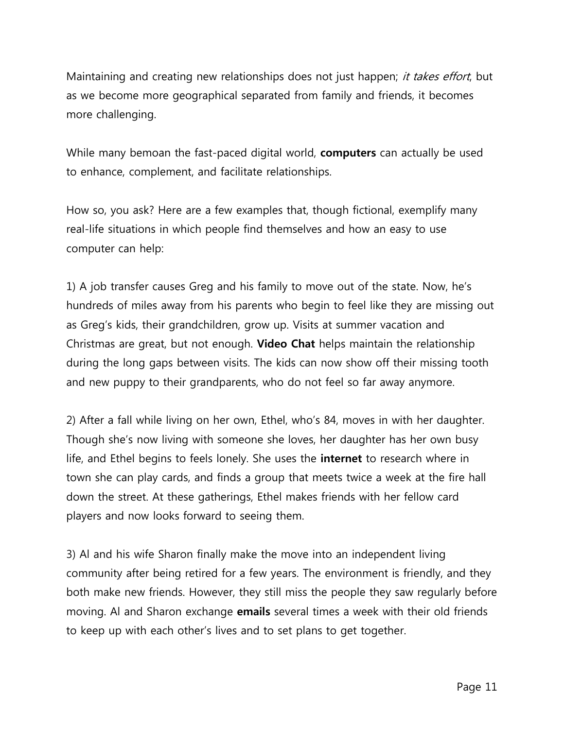Maintaining and creating new relationships does not just happen; *it takes effort*, but as we become more geographical separated from family and friends, it becomes more challenging.

While many bemoan the fast-paced digital world, **computers** can actually be used to enhance, complement, and facilitate relationships.

How so, you ask? Here are a few examples that, though fictional, exemplify many real-life situations in which people find themselves and how an easy to use computer can help:

1) A job transfer causes Greg and his family to move out of the state. Now, he's hundreds of miles away from his parents who begin to feel like they are missing out as Greg's kids, their grandchildren, grow up. Visits at summer vacation and Christmas are great, but not enough. **Video Chat** helps maintain the relationship during the long gaps between visits. The kids can now show off their missing tooth and new puppy to their grandparents, who do not feel so far away anymore.

2) After a fall while living on her own, Ethel, who's 84, moves in with her daughter. Though she's now living with someone she loves, her daughter has her own busy life, and Ethel begins to feels lonely. She uses the **internet** to research where in town she can play cards, and finds a group that meets twice a week at the fire hall down the street. At these gatherings, Ethel makes friends with her fellow card players and now looks forward to seeing them.

3) Al and his wife Sharon finally make the move into an independent living community after being retired for a few years. The environment is friendly, and they both make new friends. However, they still miss the people they saw regularly before moving. Al and Sharon exchange **emails** several times a week with their old friends to keep up with each other's lives and to set plans to get together.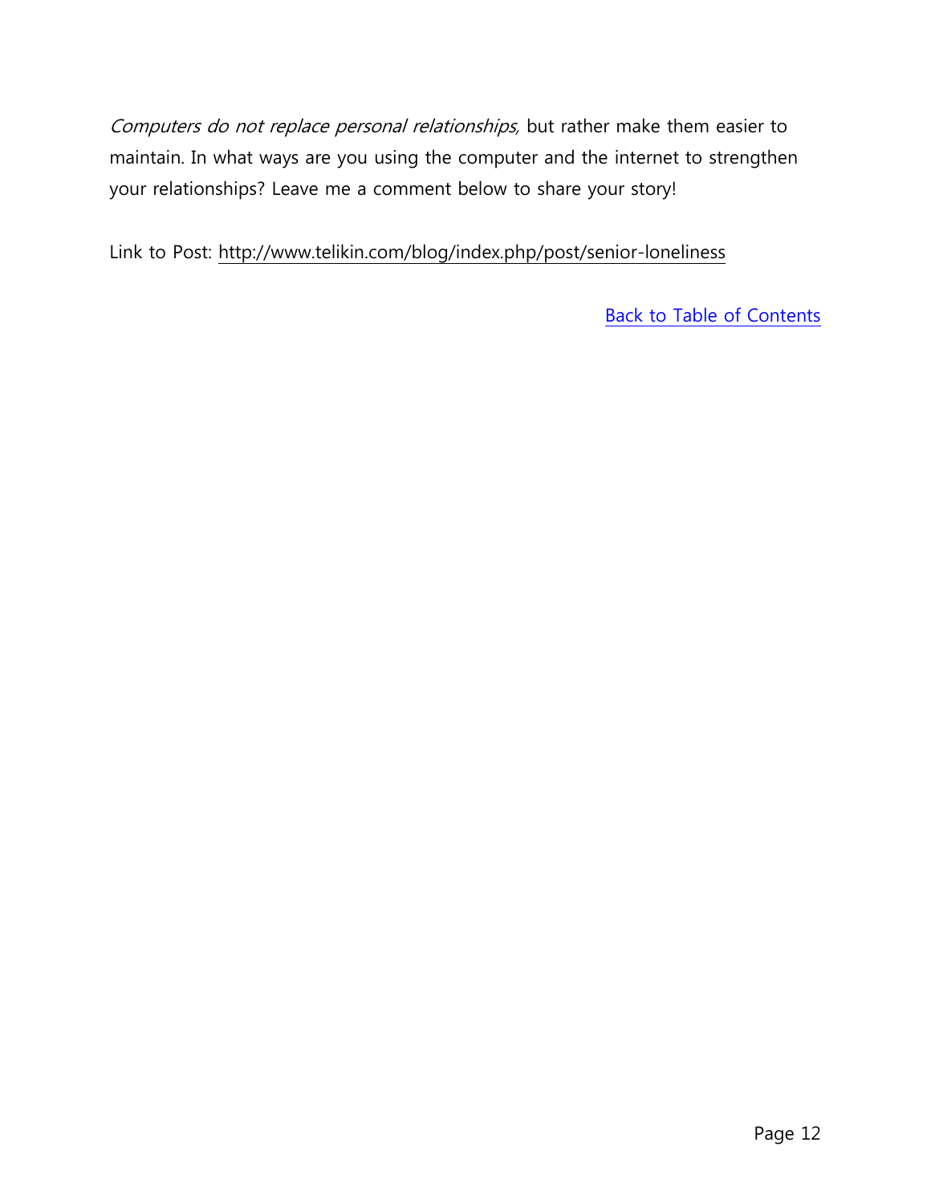*Computers do not replace personal relationships,* but rather make them easier to maintain. In what ways are you using the computer and the internet to strengthen your relationships? Leave me a comment below to share your story!

Link to Post: http://www.telikin.com/blog/index.php/post/senior-loneliness

Back to Table of Contents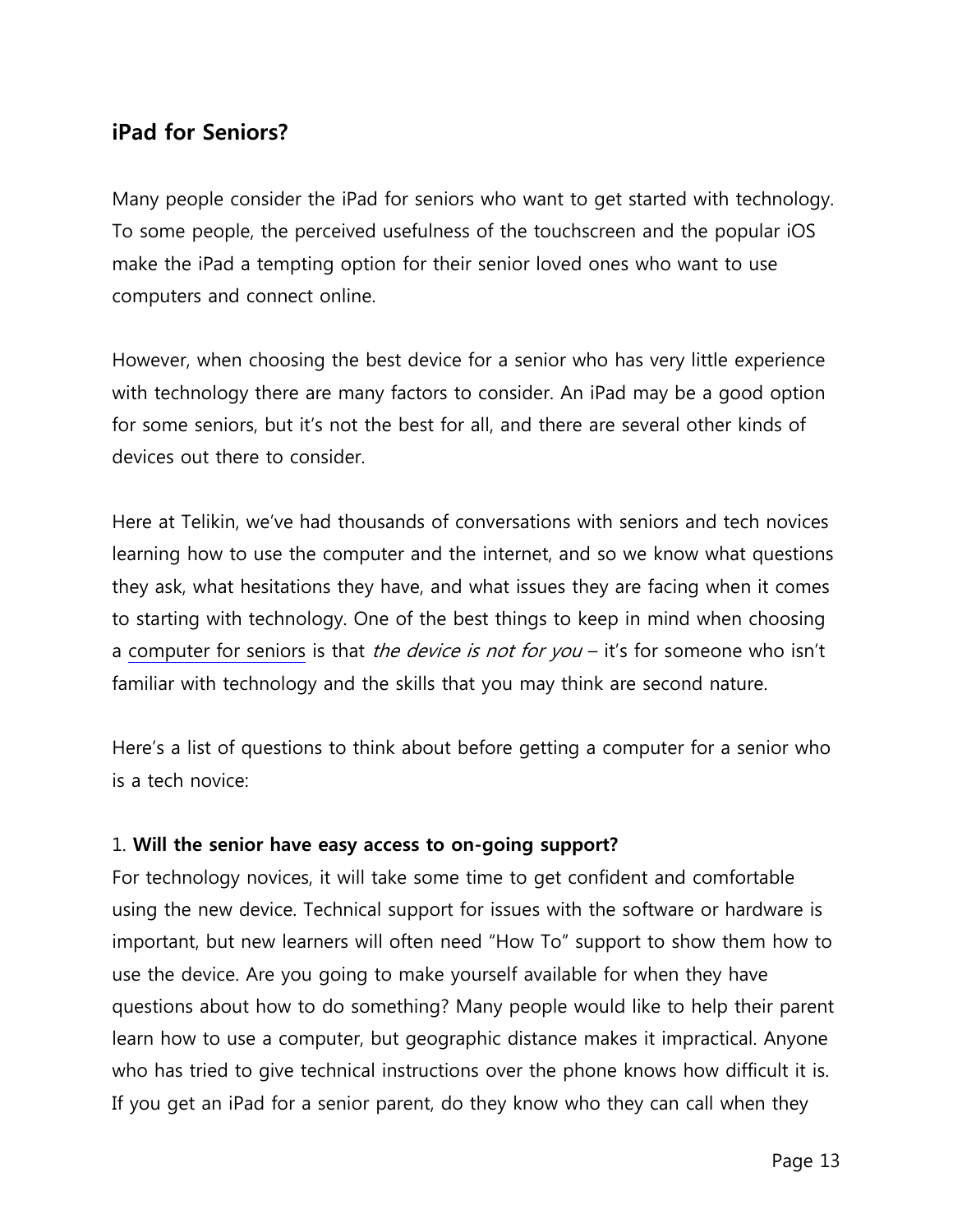## iPad for Seniors?

Many people consider the iPad for seniors who want to get started with technology. To some people, the perceived usefulness of the touchscreen and the popular iOS make the iPad a tempting option for their senior loved ones who want to use computers and connect online.

However, when choosing the best device for a senior who has very little experience with technology there are many factors to consider. An iPad may be a good option for some seniors, but it's not the best for all, and there are several other kinds of devices out there to consider.

Here at Telikin, we've had thousands of conversations with seniors and tech novices learning how to use the computer and the internet, and so we know what questions they ask, what hesitations they have, and what issues they are facing when it comes to starting with technology. One of the best things to keep in mind when choosing a computer for seniors is that *the device is not for you* – it's for someone who isn't familiar with technology and the skills that you may think are second nature.

Here's a list of questions to think about before getting a computer for a senior who is a tech novice:

1. **Will the senior have easy access to on-going support?**
For technology novices, it will take some time to get confident and comfortable using the new device. Technical support for issues with the software or hardware is important, but new learners will often need "How To" support to show them how to use the device. Are you going to make yourself available for when they have questions about how to do something? Many people would like to help their parent learn how to use a computer, but geographic distance makes it impractical. Anyone who has tried to give technical instructions over the phone knows how difficult it is. If you get an iPad for a senior parent, do they know who they can call when they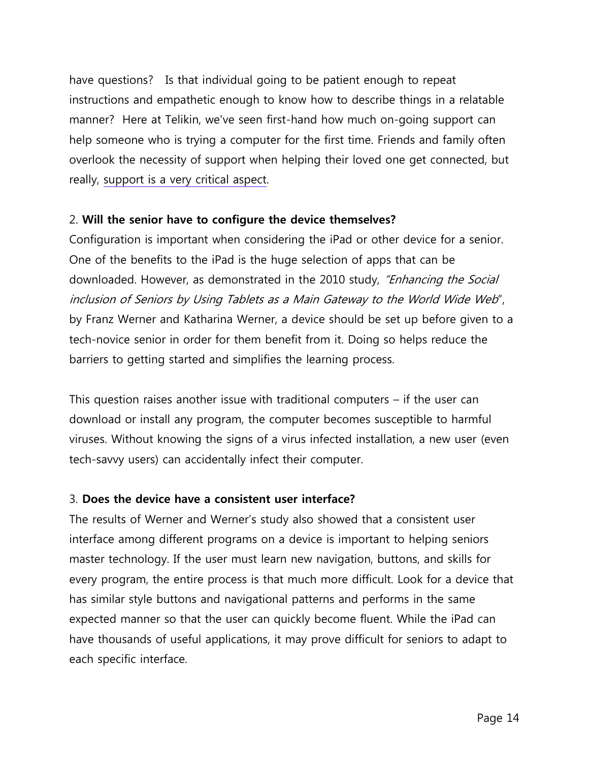have questions? Is that individual going to be patient enough to repeat instructions and empathetic enough to know how to describe things in a relatable manner? Here at Telikin, we've seen first-hand how much on-going support can help someone who is trying a computer for the first time. Friends and family often overlook the necessity of support when helping their loved one get connected, but really, support is a very critical aspect.

2. **Will the senior have to configure the device themselves?**

Configuration is important when considering the iPad or other device for a senior. One of the benefits to the iPad is the huge selection of apps that can be downloaded. However, as demonstrated in the 2010 study, *"Enhancing the Social inclusion of Seniors by Using Tablets as a Main Gateway to the World Wide Web*", by Franz Werner and Katharina Werner, a device should be set up before given to a tech-novice senior in order for them benefit from it. Doing so helps reduce the barriers to getting started and simplifies the learning process.

This question raises another issue with traditional computers – if the user can download or install any program, the computer becomes susceptible to harmful viruses. Without knowing the signs of a virus infected installation, a new user (even tech-savvy users) can accidentally infect their computer.

3. **Does the device have a consistent user interface?**

The results of Werner and Werner's study also showed that a consistent user interface among different programs on a device is important to helping seniors master technology. If the user must learn new navigation, buttons, and skills for every program, the entire process is that much more difficult. Look for a device that has similar style buttons and navigational patterns and performs in the same expected manner so that the user can quickly become fluent. While the iPad can have thousands of useful applications, it may prove difficult for seniors to adapt to each specific interface.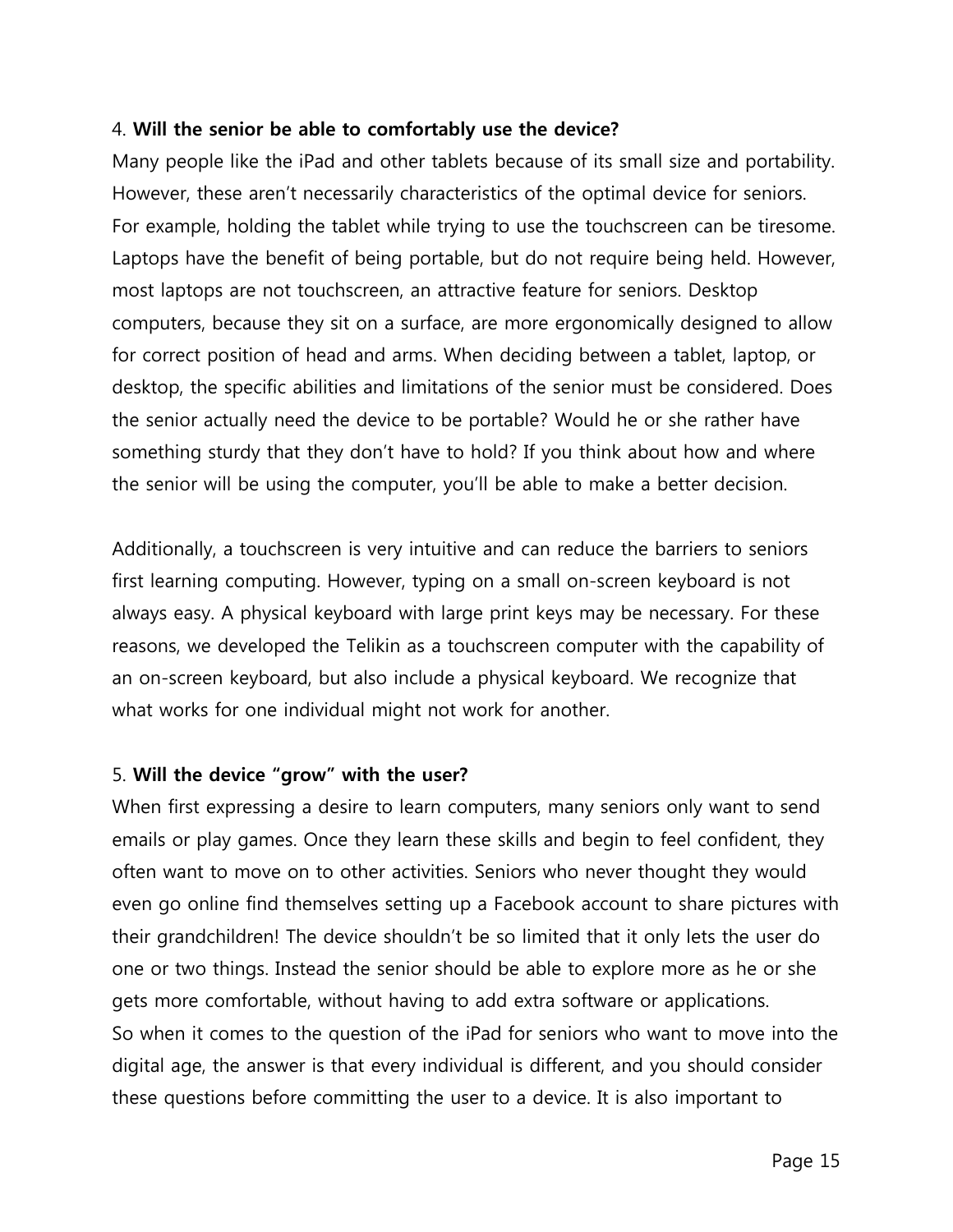4. **Will the senior be able to comfortably use the device?**

Many people like the iPad and other tablets because of its small size and portability. However, these aren't necessarily characteristics of the optimal device for seniors. For example, holding the tablet while trying to use the touchscreen can be tiresome. Laptops have the benefit of being portable, but do not require being held. However, most laptops are not touchscreen, an attractive feature for seniors. Desktop computers, because they sit on a surface, are more ergonomically designed to allow for correct position of head and arms. When deciding between a tablet, laptop, or desktop, the specific abilities and limitations of the senior must be considered. Does the senior actually need the device to be portable? Would he or she rather have something sturdy that they don't have to hold? If you think about how and where the senior will be using the computer, you'll be able to make a better decision.

Additionally, a touchscreen is very intuitive and can reduce the barriers to seniors first learning computing. However, typing on a small on-screen keyboard is not always easy. A physical keyboard with large print keys may be necessary. For these reasons, we developed the Telikin as a touchscreen computer with the capability of an on-screen keyboard, but also include a physical keyboard. We recognize that what works for one individual might not work for another.

5. **Will the device "grow" with the user?**

When first expressing a desire to learn computers, many seniors only want to send emails or play games. Once they learn these skills and begin to feel confident, they often want to move on to other activities. Seniors who never thought they would even go online find themselves setting up a Facebook account to share pictures with their grandchildren! The device shouldn't be so limited that it only lets the user do one or two things. Instead the senior should be able to explore more as he or she gets more comfortable, without having to add extra software or applications.

So when it comes to the question of the iPad for seniors who want to move into the digital age, the answer is that every individual is different, and you should consider these questions before committing the user to a device. It is also important to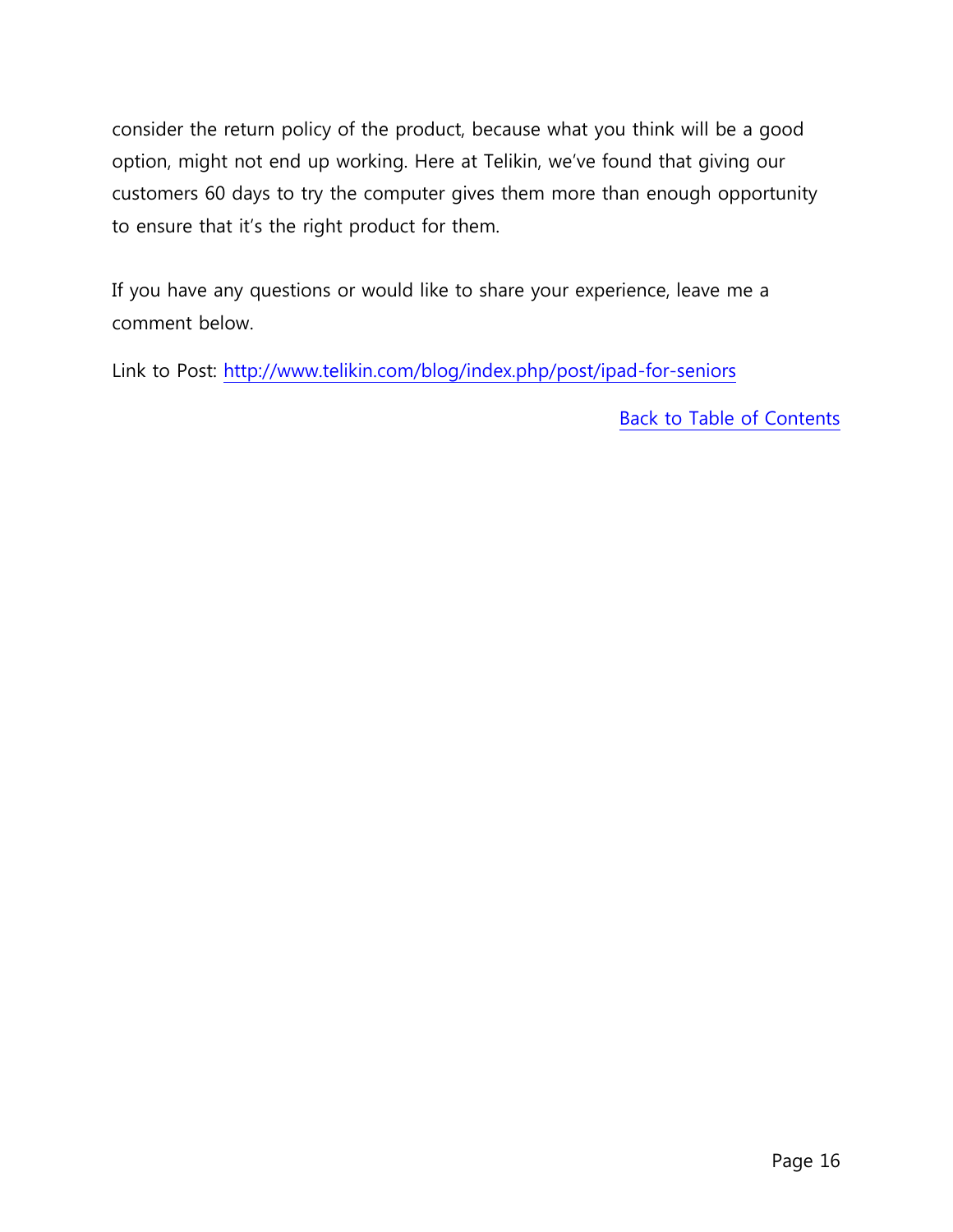consider the return policy of the product, because what you think will be a good option, might not end up working. Here at Telikin, we've found that giving our customers 60 days to try the computer gives them more than enough opportunity to ensure that it's the right product for them.

If you have any questions or would like to share your experience, leave me a comment below.

Link to Post: [http://www.telikin.com/blog/index.php/post/ipad-for-seniors](http://www.telikin.com/blog/index.php/post/ipad-for-seniors)

Back to Table of Contents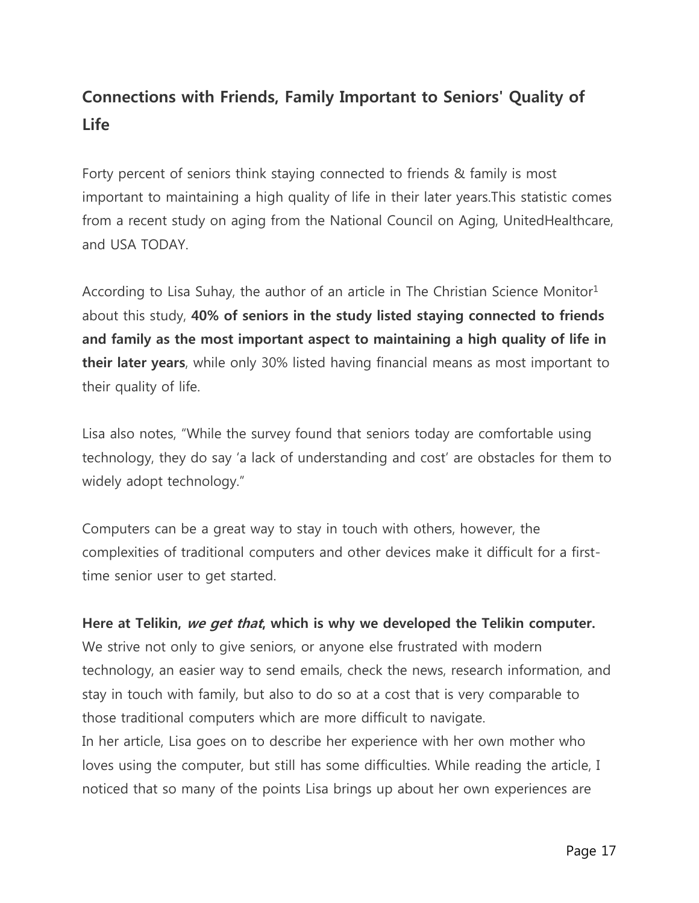## Connections with Friends, Family Important to Seniors' Quality of Life

Forty percent of seniors think staying connected to friends & family is most important to maintaining a high quality of life in their later years.This statistic comes from a recent study on aging from the National Council on Aging, UnitedHealthcare, and USA TODAY.

According to Lisa Suhay, the author of an article in The Christian Science Monitor[1] about this study, **40% of seniors in the study listed staying connected to friends and family as the most important aspect to maintaining a high quality of life in their later years**, while only 30% listed having financial means as most important to their quality of life.

Lisa also notes, "While the survey found that seniors today are comfortable using technology, they do say 'a lack of understanding and cost' are obstacles for them to widely adopt technology."

Computers can be a great way to stay in touch with others, however, the complexities of traditional computers and other devices make it difficult for a first-time senior user to get started.

**Here at Telikin, *we get that*, which is why we developed the Telikin computer.** We strive not only to give seniors, or anyone else frustrated with modern technology, an easier way to send emails, check the news, research information, and stay in touch with family, but also to do so at a cost that is very comparable to those traditional computers which are more difficult to navigate.
In her article, Lisa goes on to describe her experience with her own mother who loves using the computer, but still has some difficulties. While reading the article, I noticed that so many of the points Lisa brings up about her own experiences are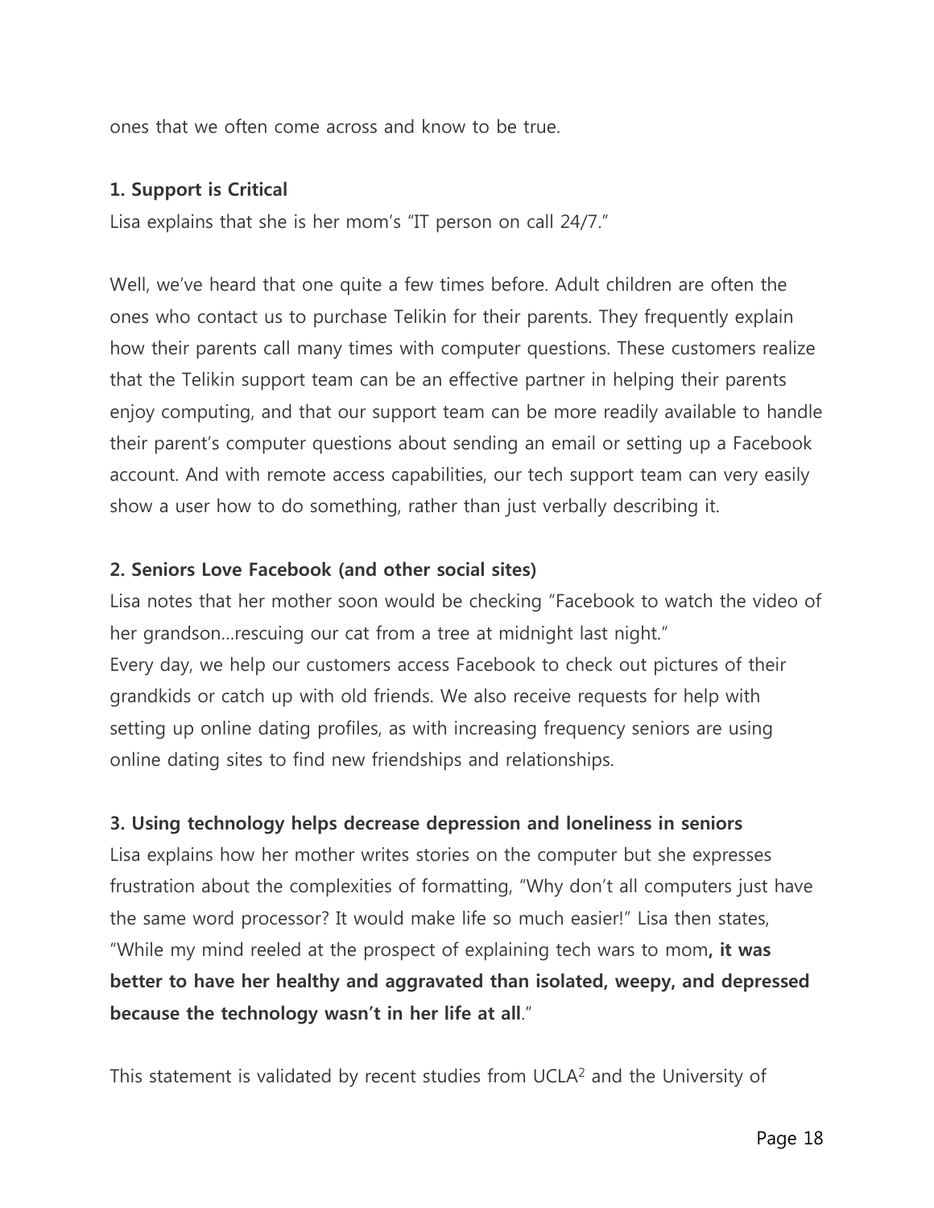ones that we often come across and know to be true.

**1. Support is Critical**

Lisa explains that she is her mom's "IT person on call 24/7."

Well, we've heard that one quite a few times before. Adult children are often the ones who contact us to purchase Telikin for their parents. They frequently explain how their parents call many times with computer questions. These customers realize that the Telikin support team can be an effective partner in helping their parents enjoy computing, and that our support team can be more readily available to handle their parent's computer questions about sending an email or setting up a Facebook account. And with remote access capabilities, our tech support team can very easily show a user how to do something, rather than just verbally describing it.

**2. Seniors Love Facebook (and other social sites)**

Lisa notes that her mother soon would be checking "Facebook to watch the video of her grandson…rescuing our cat from a tree at midnight last night."

Every day, we help our customers access Facebook to check out pictures of their grandkids or catch up with old friends. We also receive requests for help with setting up online dating profiles, as with increasing frequency seniors are using online dating sites to find new friendships and relationships.

**3. Using technology helps decrease depression and loneliness in seniors**

Lisa explains how her mother writes stories on the computer but she expresses frustration about the complexities of formatting, "Why don't all computers just have the same word processor? It would make life so much easier!" Lisa then states, "While my mind reeled at the prospect of explaining tech wars to mom**, it was better to have her healthy and aggravated than isolated, weepy, and depressed because the technology wasn't in her life at all**."

This statement is validated by recent studies from UCLA[2] and the University of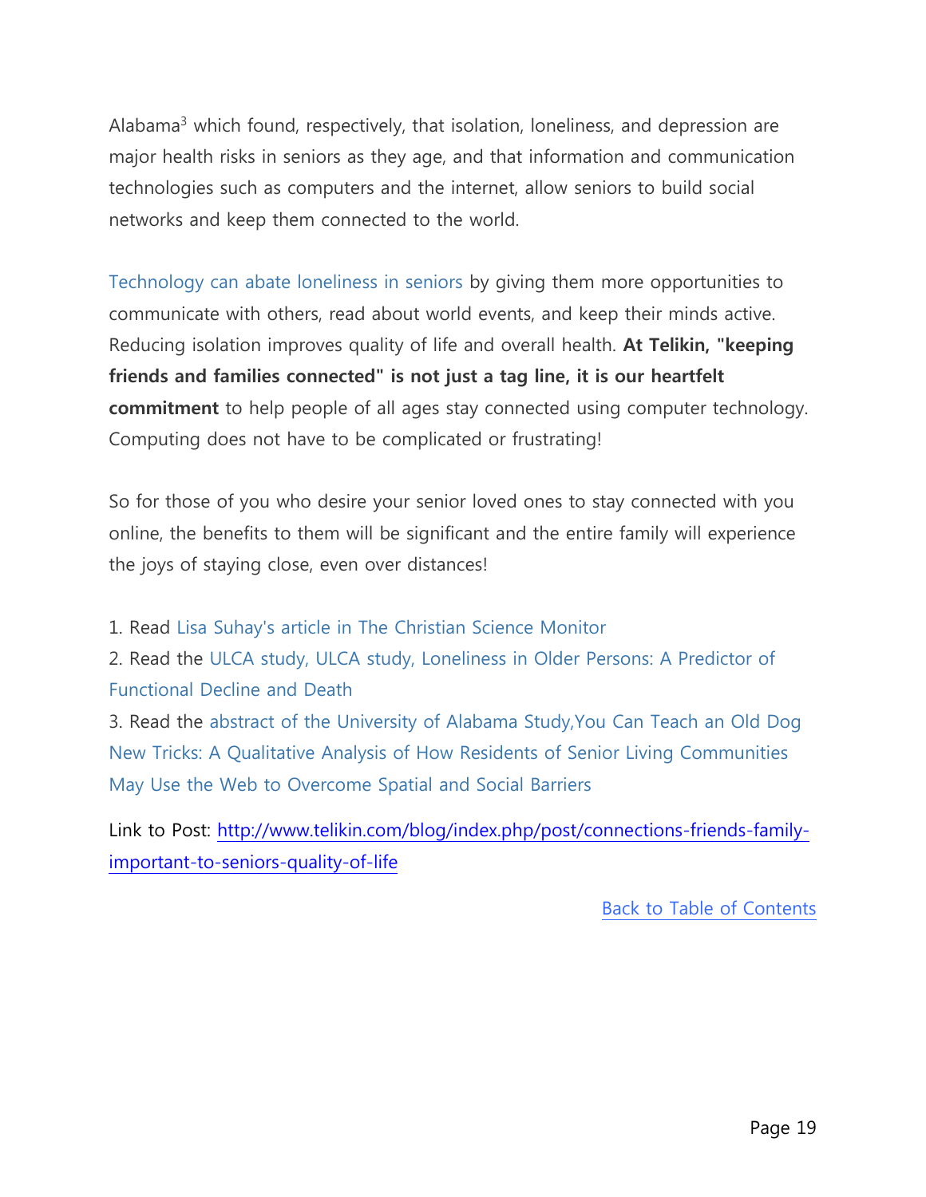Alabama[3] which found, respectively, that isolation, loneliness, and depression are major health risks in seniors as they age, and that information and communication technologies such as computers and the internet, allow seniors to build social networks and keep them connected to the world.

Technology can abate loneliness in seniors by giving them more opportunities to communicate with others, read about world events, and keep their minds active. Reducing isolation improves quality of life and overall health. **At Telikin, "keeping friends and families connected" is not just a tag line, it is our heartfelt commitment** to help people of all ages stay connected using computer technology. Computing does not have to be complicated or frustrating!

So for those of you who desire your senior loved ones to stay connected with you online, the benefits to them will be significant and the entire family will experience the joys of staying close, even over distances!

1. Read Lisa Suhay's article in The Christian Science Monitor
2. Read the ULCA study, ULCA study, Loneliness in Older Persons: A Predictor of Functional Decline and Death
3. Read the abstract of the University of Alabama Study,You Can Teach an Old Dog New Tricks: A Qualitative Analysis of How Residents of Senior Living Communities May Use the Web to Overcome Spatial and Social Barriers

Link to Post: http://www.telikin.com/blog/index.php/post/connections-friends-family-important-to-seniors-quality-of-life

Back to Table of Contents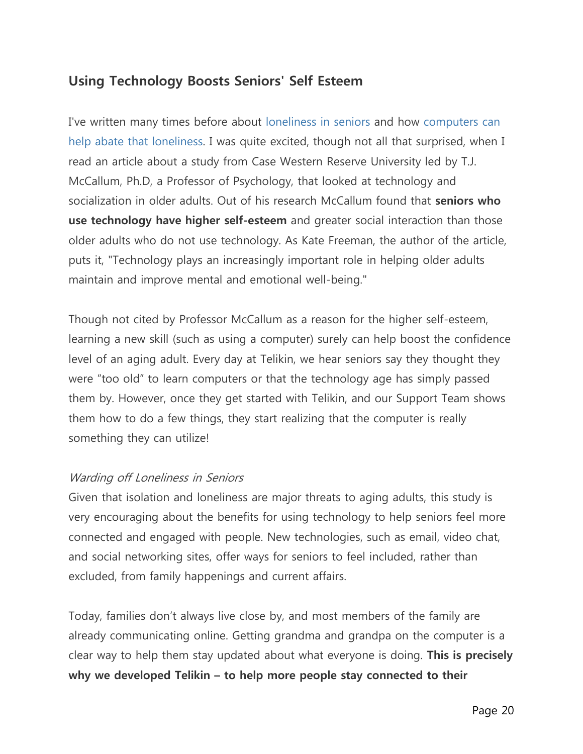## Using Technology Boosts Seniors' Self Esteem

I've written many times before about loneliness in seniors and how computers can help abate that loneliness. I was quite excited, though not all that surprised, when I read an article about a study from Case Western Reserve University led by T.J. McCallum, Ph.D, a Professor of Psychology, that looked at technology and socialization in older adults. Out of his research McCallum found that **seniors who use technology have higher self-esteem** and greater social interaction than those older adults who do not use technology. As Kate Freeman, the author of the article, puts it, "Technology plays an increasingly important role in helping older adults maintain and improve mental and emotional well-being."

Though not cited by Professor McCallum as a reason for the higher self-esteem, learning a new skill (such as using a computer) surely can help boost the confidence level of an aging adult. Every day at Telikin, we hear seniors say they thought they were "too old" to learn computers or that the technology age has simply passed them by. However, once they get started with Telikin, and our Support Team shows them how to do a few things, they start realizing that the computer is really something they can utilize!

*Warding off Loneliness in Seniors*

Given that isolation and loneliness are major threats to aging adults, this study is very encouraging about the benefits for using technology to help seniors feel more connected and engaged with people. New technologies, such as email, video chat, and social networking sites, offer ways for seniors to feel included, rather than excluded, from family happenings and current affairs.

Today, families don't always live close by, and most members of the family are already communicating online. Getting grandma and grandpa on the computer is a clear way to help them stay updated about what everyone is doing. **This is precisely why we developed Telikin – to help more people stay connected to their**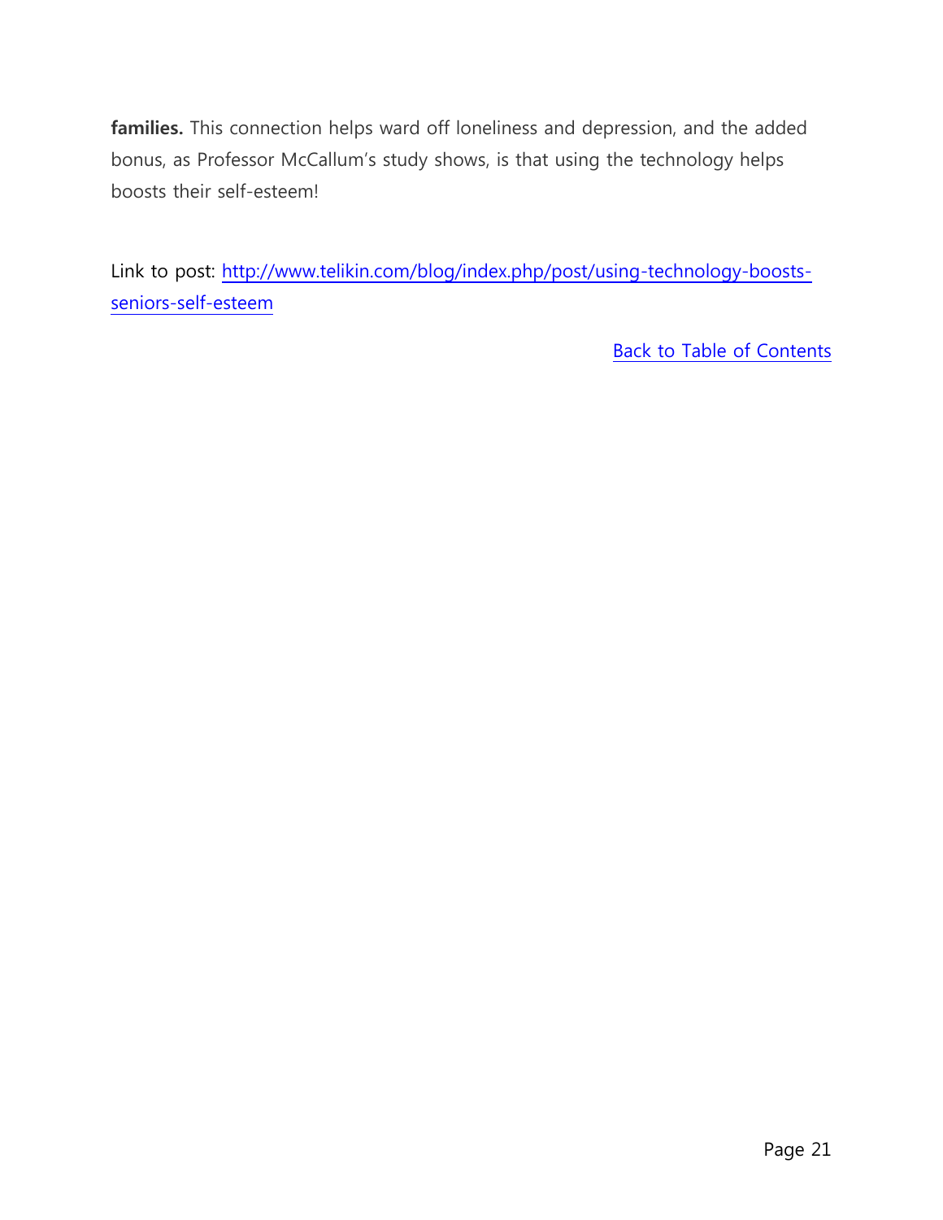**families.** This connection helps ward off loneliness and depression, and the added bonus, as Professor McCallum's study shows, is that using the technology helps boosts their self-esteem!

Link to post: [http://www.telikin.com/blog/index.php/post/using-technology-boosts-seniors-self-esteem](http://www.telikin.com/blog/index.php/post/using-technology-boosts-seniors-self-esteem)

Back to Table of Contents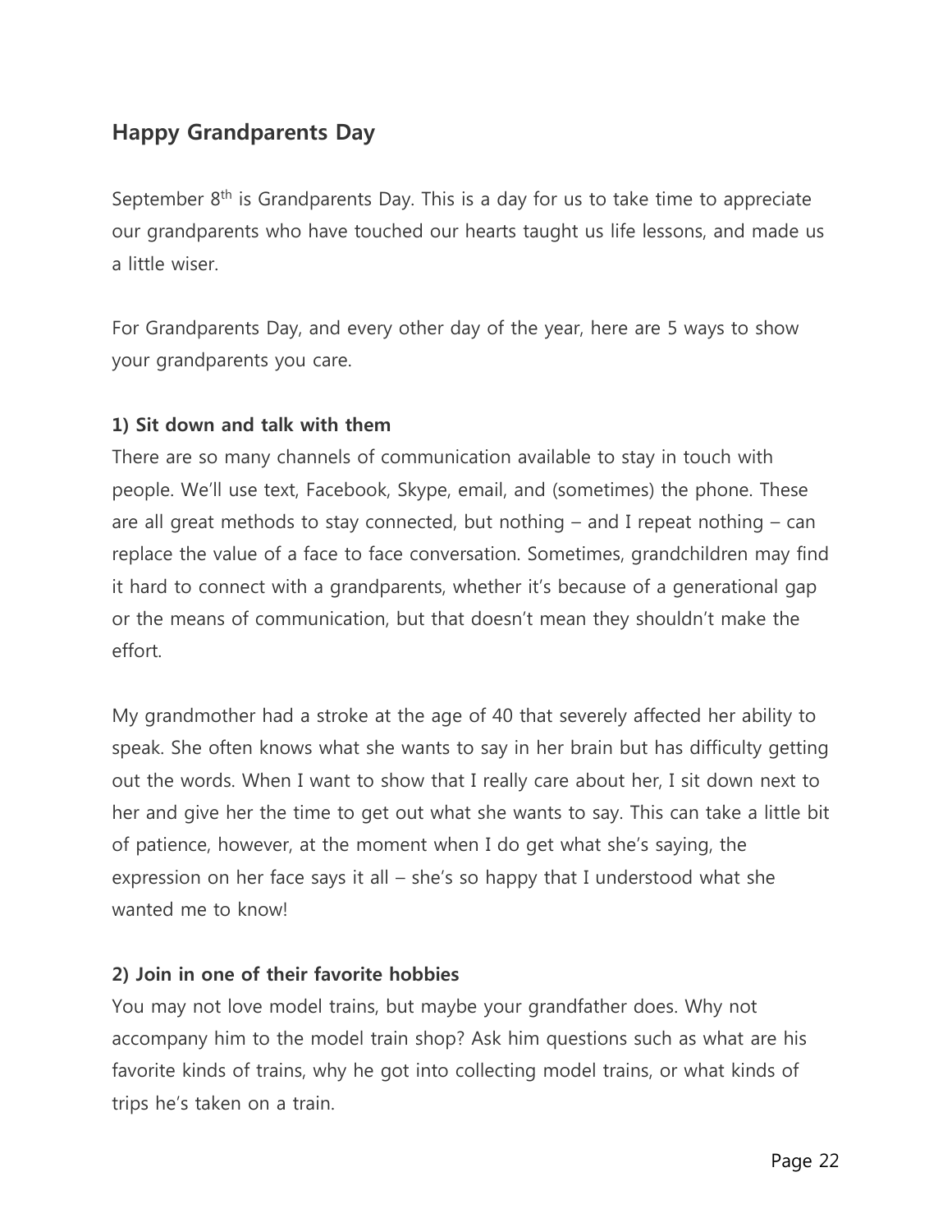## Happy Grandparents Day

September 8th is Grandparents Day. This is a day for us to take time to appreciate our grandparents who have touched our hearts taught us life lessons, and made us a little wiser.

For Grandparents Day, and every other day of the year, here are 5 ways to show your grandparents you care.

**1) Sit down and talk with them**

There are so many channels of communication available to stay in touch with people. We'll use text, Facebook, Skype, email, and (sometimes) the phone. These are all great methods to stay connected, but nothing – and I repeat nothing – can replace the value of a face to face conversation. Sometimes, grandchildren may find it hard to connect with a grandparents, whether it's because of a generational gap or the means of communication, but that doesn't mean they shouldn't make the effort.

My grandmother had a stroke at the age of 40 that severely affected her ability to speak. She often knows what she wants to say in her brain but has difficulty getting out the words. When I want to show that I really care about her, I sit down next to her and give her the time to get out what she wants to say. This can take a little bit of patience, however, at the moment when I do get what she's saying, the expression on her face says it all – she's so happy that I understood what she wanted me to know!

**2) Join in one of their favorite hobbies**

You may not love model trains, but maybe your grandfather does. Why not accompany him to the model train shop? Ask him questions such as what are his favorite kinds of trains, why he got into collecting model trains, or what kinds of trips he's taken on a train.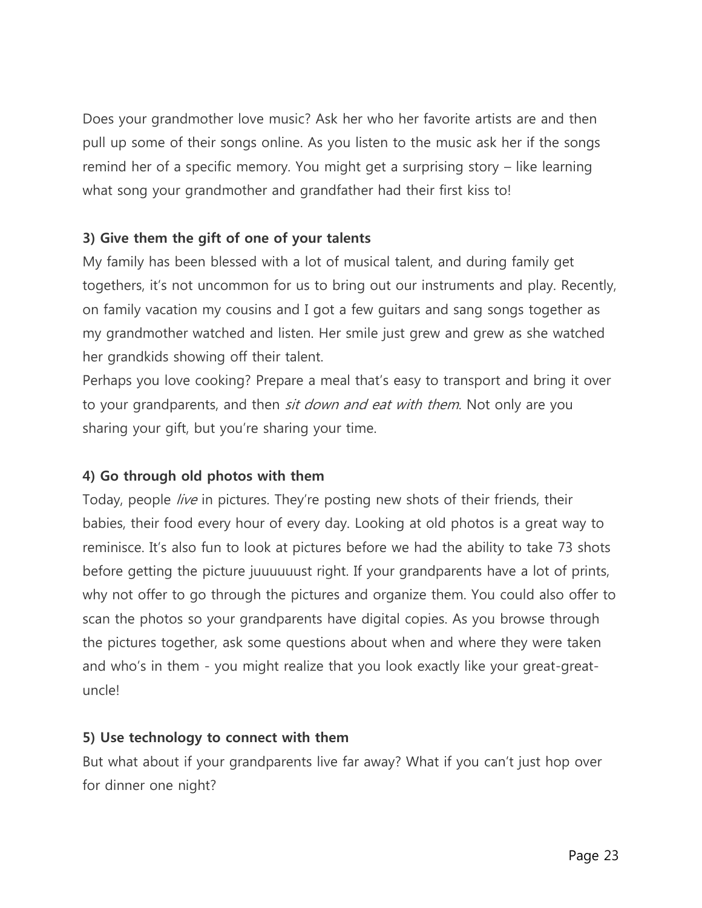Does your grandmother love music? Ask her who her favorite artists are and then pull up some of their songs online. As you listen to the music ask her if the songs remind her of a specific memory. You might get a surprising story – like learning what song your grandmother and grandfather had their first kiss to!

**3) Give them the gift of one of your talents**

My family has been blessed with a lot of musical talent, and during family get togethers, it's not uncommon for us to bring out our instruments and play. Recently, on family vacation my cousins and I got a few guitars and sang songs together as my grandmother watched and listen. Her smile just grew and grew as she watched her grandkids showing off their talent.

Perhaps you love cooking? Prepare a meal that's easy to transport and bring it over to your grandparents, and then *sit down and eat with them*. Not only are you sharing your gift, but you're sharing your time.

**4) Go through old photos with them**

Today, people *live* in pictures. They're posting new shots of their friends, their babies, their food every hour of every day. Looking at old photos is a great way to reminisce. It's also fun to look at pictures before we had the ability to take 73 shots before getting the picture juuuuuust right. If your grandparents have a lot of prints, why not offer to go through the pictures and organize them. You could also offer to scan the photos so your grandparents have digital copies. As you browse through the pictures together, ask some questions about when and where they were taken and who's in them - you might realize that you look exactly like your great-great-uncle!

**5) Use technology to connect with them**

But what about if your grandparents live far away? What if you can't just hop over for dinner one night?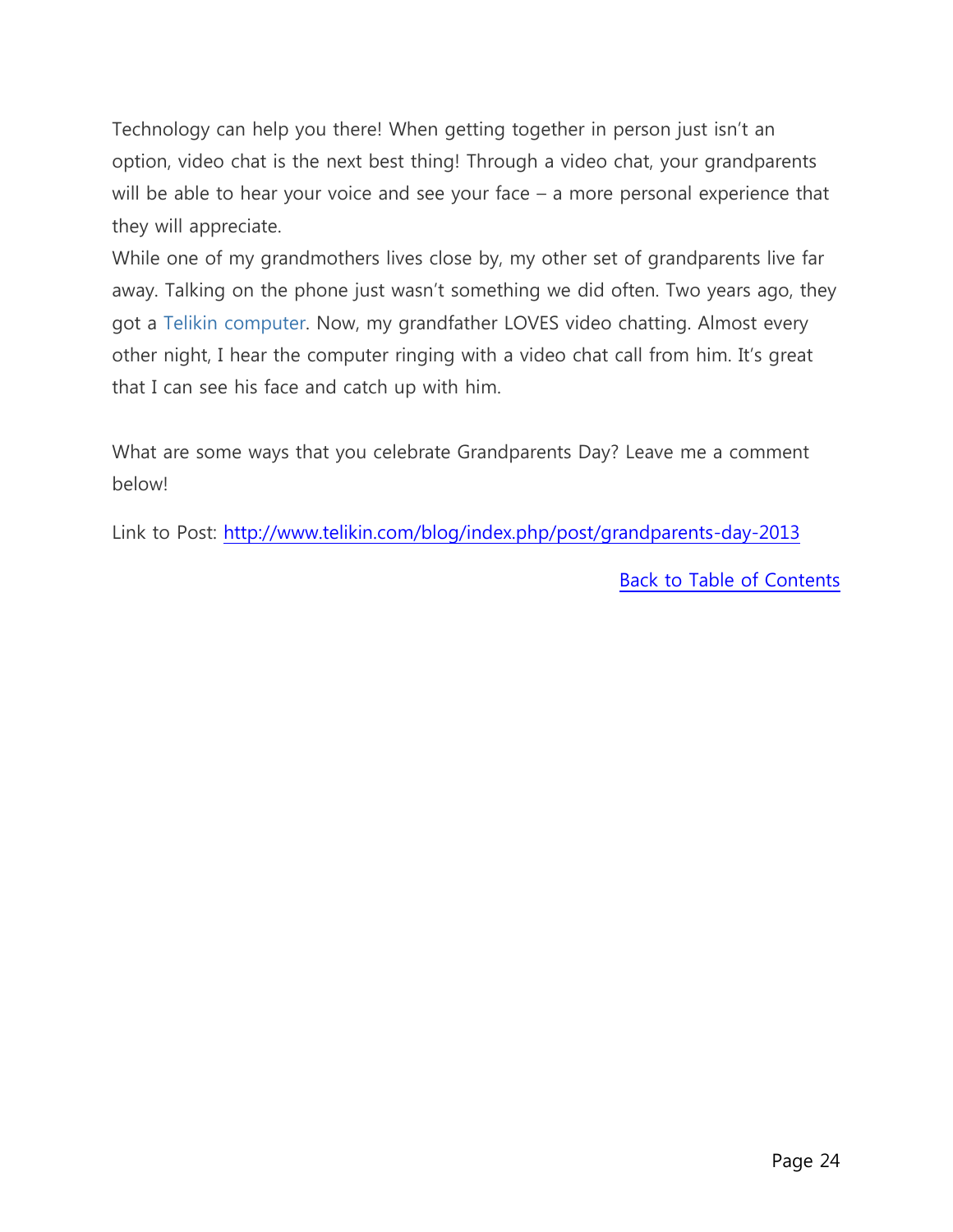Technology can help you there! When getting together in person just isn't an option, video chat is the next best thing! Through a video chat, your grandparents will be able to hear your voice and see your face – a more personal experience that they will appreciate.

While one of my grandmothers lives close by, my other set of grandparents live far away. Talking on the phone just wasn't something we did often. Two years ago, they got a Telikin computer. Now, my grandfather LOVES video chatting. Almost every other night, I hear the computer ringing with a video chat call from him. It's great that I can see his face and catch up with him.

What are some ways that you celebrate Grandparents Day? Leave me a comment below!

Link to Post: http://www.telikin.com/blog/index.php/post/grandparents-day-2013

Back to Table of Contents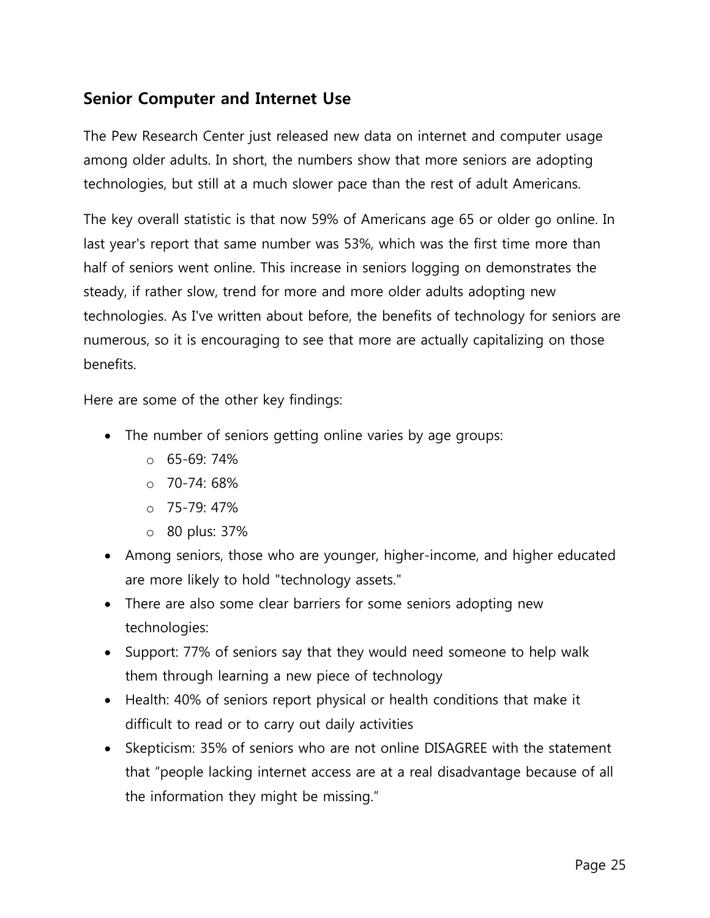## Senior Computer and Internet Use

The Pew Research Center just released new data on internet and computer usage among older adults. In short, the numbers show that more seniors are adopting technologies, but still at a much slower pace than the rest of adult Americans.

The key overall statistic is that now 59% of Americans age 65 or older go online. In last year's report that same number was 53%, which was the first time more than half of seniors went online. This increase in seniors logging on demonstrates the steady, if rather slow, trend for more and more older adults adopting new technologies. As I've written about before, the benefits of technology for seniors are numerous, so it is encouraging to see that more are actually capitalizing on those benefits.

Here are some of the other key findings:

- The number of seniors getting online varies by age groups:
  - 65-69: 74%
  - 70-74: 68%
  - 75-79: 47%
  - 80 plus: 37%
- Among seniors, those who are younger, higher-income, and higher educated are more likely to hold "technology assets."
- There are also some clear barriers for some seniors adopting new technologies:
- Support: 77% of seniors say that they would need someone to help walk them through learning a new piece of technology
- Health: 40% of seniors report physical or health conditions that make it difficult to read or to carry out daily activities
- Skepticism: 35% of seniors who are not online DISAGREE with the statement that "people lacking internet access are at a real disadvantage because of all the information they might be missing."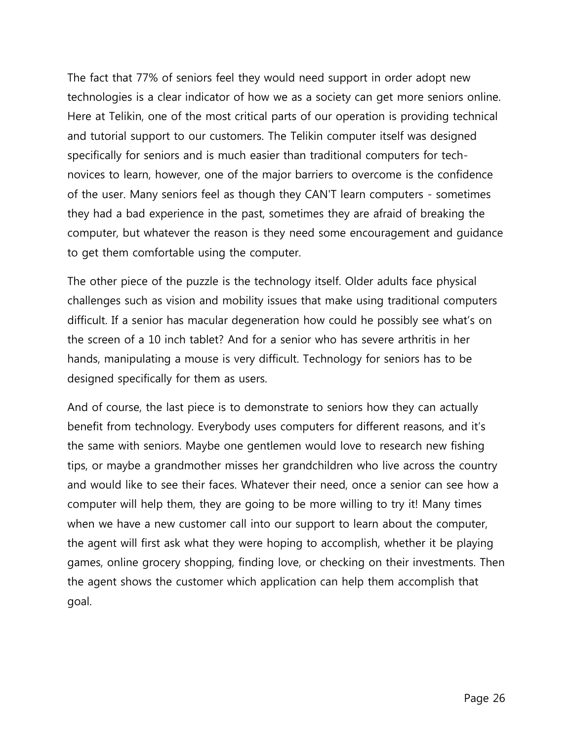The fact that 77% of seniors feel they would need support in order adopt new technologies is a clear indicator of how we as a society can get more seniors online. Here at Telikin, one of the most critical parts of our operation is providing technical and tutorial support to our customers. The Telikin computer itself was designed specifically for seniors and is much easier than traditional computers for tech-novices to learn, however, one of the major barriers to overcome is the confidence of the user. Many seniors feel as though they CAN'T learn computers - sometimes they had a bad experience in the past, sometimes they are afraid of breaking the computer, but whatever the reason is they need some encouragement and guidance to get them comfortable using the computer.

The other piece of the puzzle is the technology itself. Older adults face physical challenges such as vision and mobility issues that make using traditional computers difficult. If a senior has macular degeneration how could he possibly see what's on the screen of a 10 inch tablet? And for a senior who has severe arthritis in her hands, manipulating a mouse is very difficult. Technology for seniors has to be designed specifically for them as users.

And of course, the last piece is to demonstrate to seniors how they can actually benefit from technology. Everybody uses computers for different reasons, and it's the same with seniors. Maybe one gentlemen would love to research new fishing tips, or maybe a grandmother misses her grandchildren who live across the country and would like to see their faces. Whatever their need, once a senior can see how a computer will help them, they are going to be more willing to try it! Many times when we have a new customer call into our support to learn about the computer, the agent will first ask what they were hoping to accomplish, whether it be playing games, online grocery shopping, finding love, or checking on their investments. Then the agent shows the customer which application can help them accomplish that goal.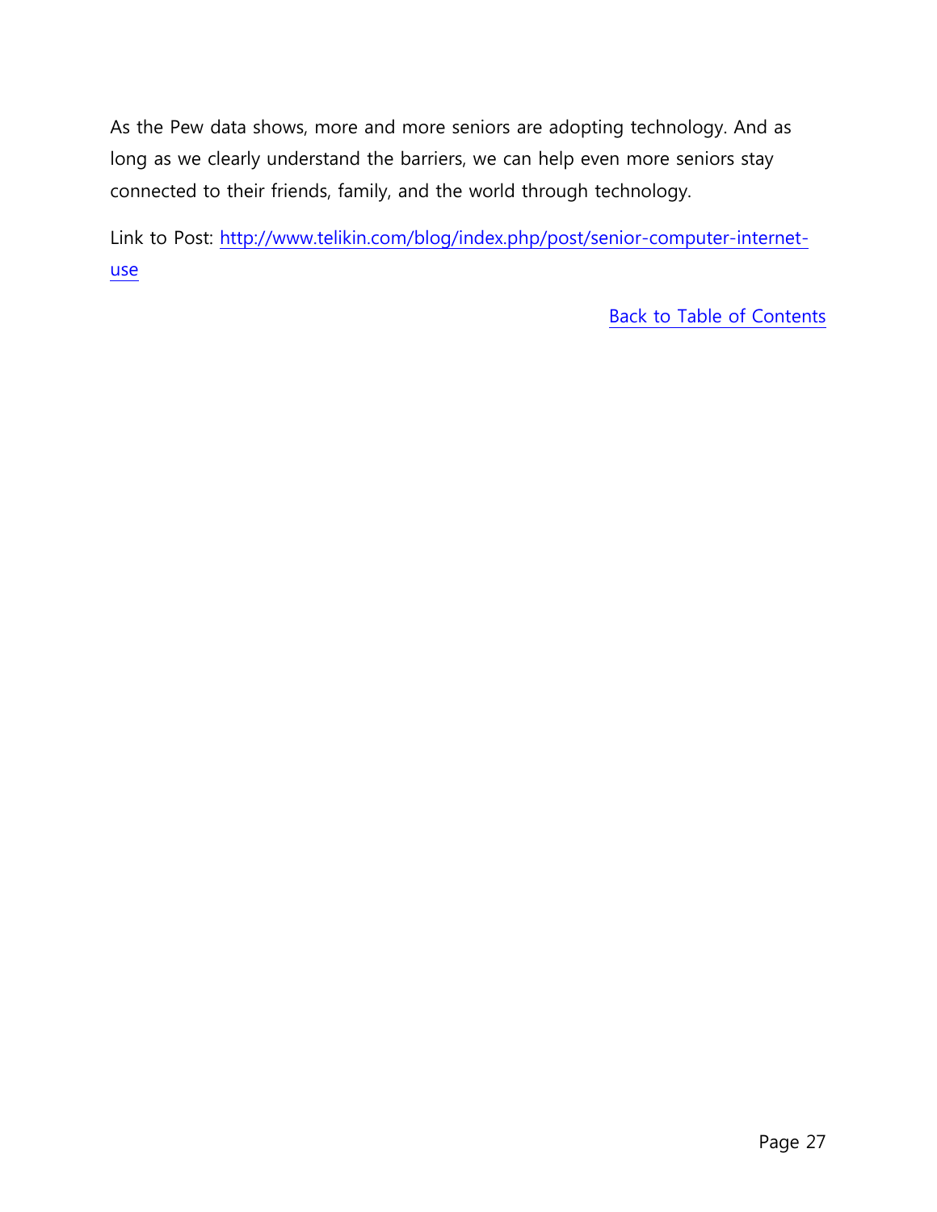As the Pew data shows, more and more seniors are adopting technology. And as long as we clearly understand the barriers, we can help even more seniors stay connected to their friends, family, and the world through technology.

Link to Post: [http://www.telikin.com/blog/index.php/post/senior-computer-internet-use](http://www.telikin.com/blog/index.php/post/senior-computer-internet-use)

Back to Table of Contents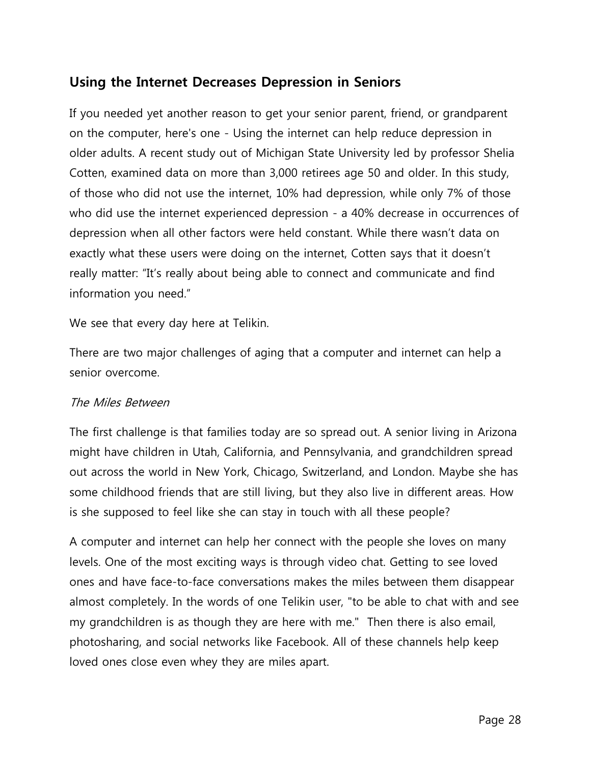## Using the Internet Decreases Depression in Seniors

If you needed yet another reason to get your senior parent, friend, or grandparent on the computer, here's one - Using the internet can help reduce depression in older adults. A recent study out of Michigan State University led by professor Shelia Cotten, examined data on more than 3,000 retirees age 50 and older. In this study, of those who did not use the internet, 10% had depression, while only 7% of those who did use the internet experienced depression - a 40% decrease in occurrences of depression when all other factors were held constant. While there wasn't data on exactly what these users were doing on the internet, Cotten says that it doesn't really matter: "It's really about being able to connect and communicate and find information you need."

We see that every day here at Telikin.

There are two major challenges of aging that a computer and internet can help a senior overcome.

*The Miles Between*

The first challenge is that families today are so spread out. A senior living in Arizona might have children in Utah, California, and Pennsylvania, and grandchildren spread out across the world in New York, Chicago, Switzerland, and London. Maybe she has some childhood friends that are still living, but they also live in different areas. How is she supposed to feel like she can stay in touch with all these people?

A computer and internet can help her connect with the people she loves on many levels. One of the most exciting ways is through video chat. Getting to see loved ones and have face-to-face conversations makes the miles between them disappear almost completely. In the words of one Telikin user, "to be able to chat with and see my grandchildren is as though they are here with me."  Then there is also email, photosharing, and social networks like Facebook. All of these channels help keep loved ones close even whey they are miles apart.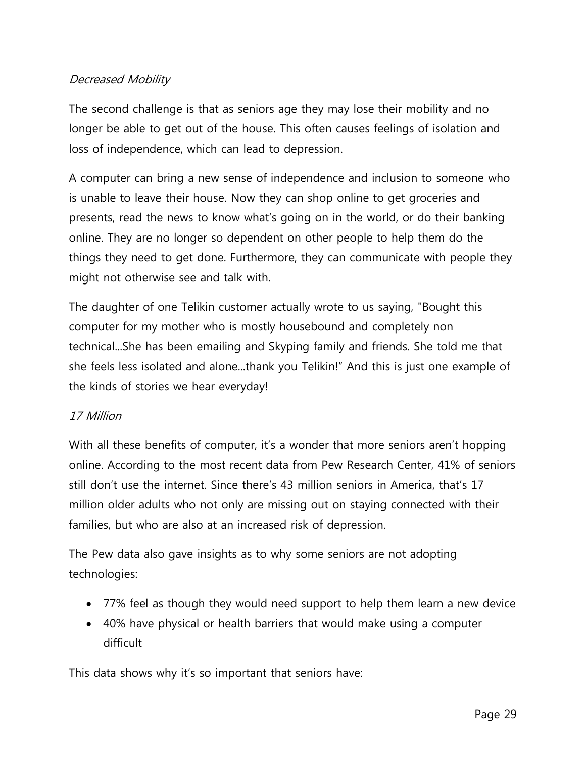*Decreased Mobility*

The second challenge is that as seniors age they may lose their mobility and no longer be able to get out of the house. This often causes feelings of isolation and loss of independence, which can lead to depression.

A computer can bring a new sense of independence and inclusion to someone who is unable to leave their house. Now they can shop online to get groceries and presents, read the news to know what's going on in the world, or do their banking online. They are no longer so dependent on other people to help them do the things they need to get done. Furthermore, they can communicate with people they might not otherwise see and talk with.

The daughter of one Telikin customer actually wrote to us saying, "Bought this computer for my mother who is mostly housebound and completely non technical...She has been emailing and Skyping family and friends. She told me that she feels less isolated and alone...thank you Telikin!" And this is just one example of the kinds of stories we hear everyday!

*17 Million*

With all these benefits of computer, it's a wonder that more seniors aren't hopping online. According to the most recent data from Pew Research Center, 41% of seniors still don't use the internet. Since there's 43 million seniors in America, that's 17 million older adults who not only are missing out on staying connected with their families, but who are also at an increased risk of depression.

The Pew data also gave insights as to why some seniors are not adopting technologies:

- 77% feel as though they would need support to help them learn a new device
- 40% have physical or health barriers that would make using a computer difficult

This data shows why it's so important that seniors have: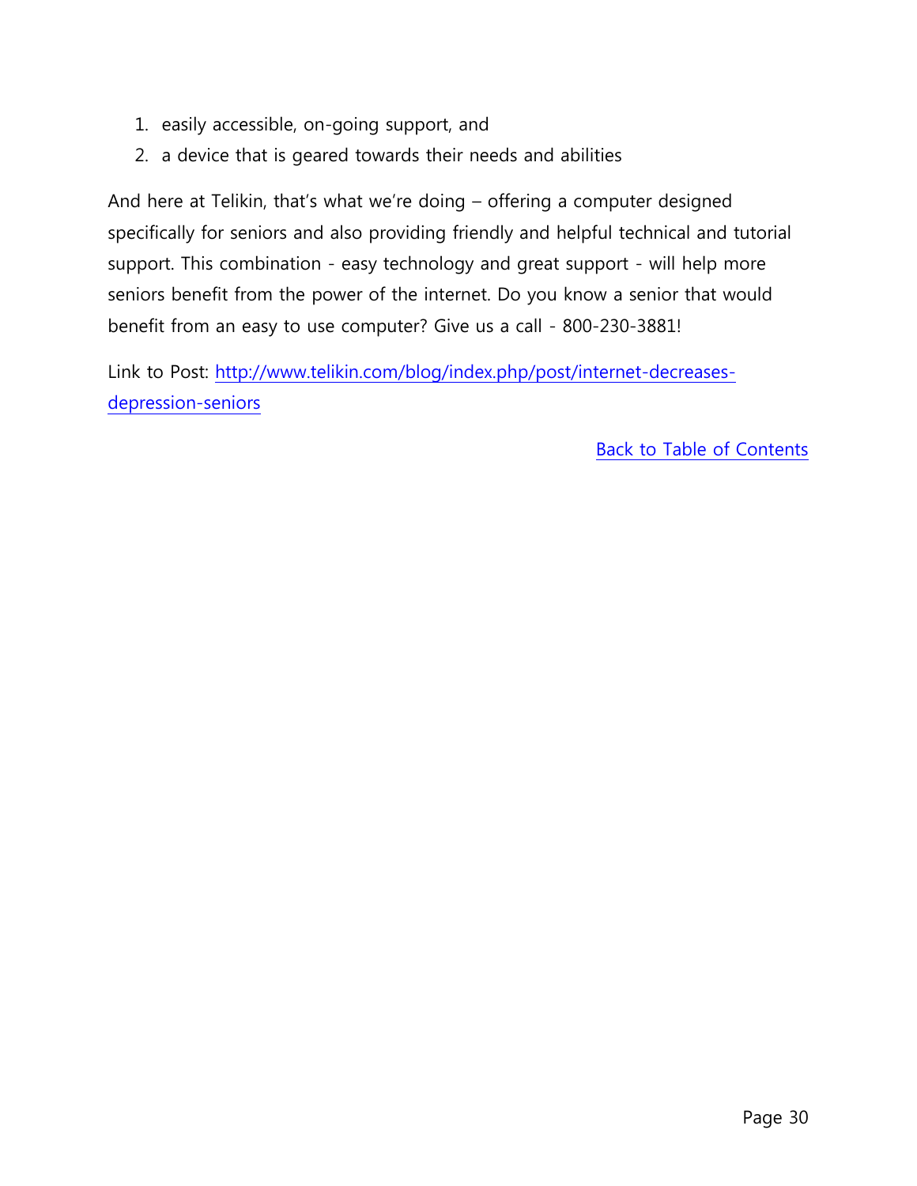1. easily accessible, on-going support, and
2. a device that is geared towards their needs and abilities

And here at Telikin, that's what we're doing – offering a computer designed specifically for seniors and also providing friendly and helpful technical and tutorial support. This combination - easy technology and great support - will help more seniors benefit from the power of the internet. Do you know a senior that would benefit from an easy to use computer? Give us a call - 800-230-3881!

Link to Post: [http://www.telikin.com/blog/index.php/post/internet-decreases-depression-seniors](http://www.telikin.com/blog/index.php/post/internet-decreases-depression-seniors)

Back to Table of Contents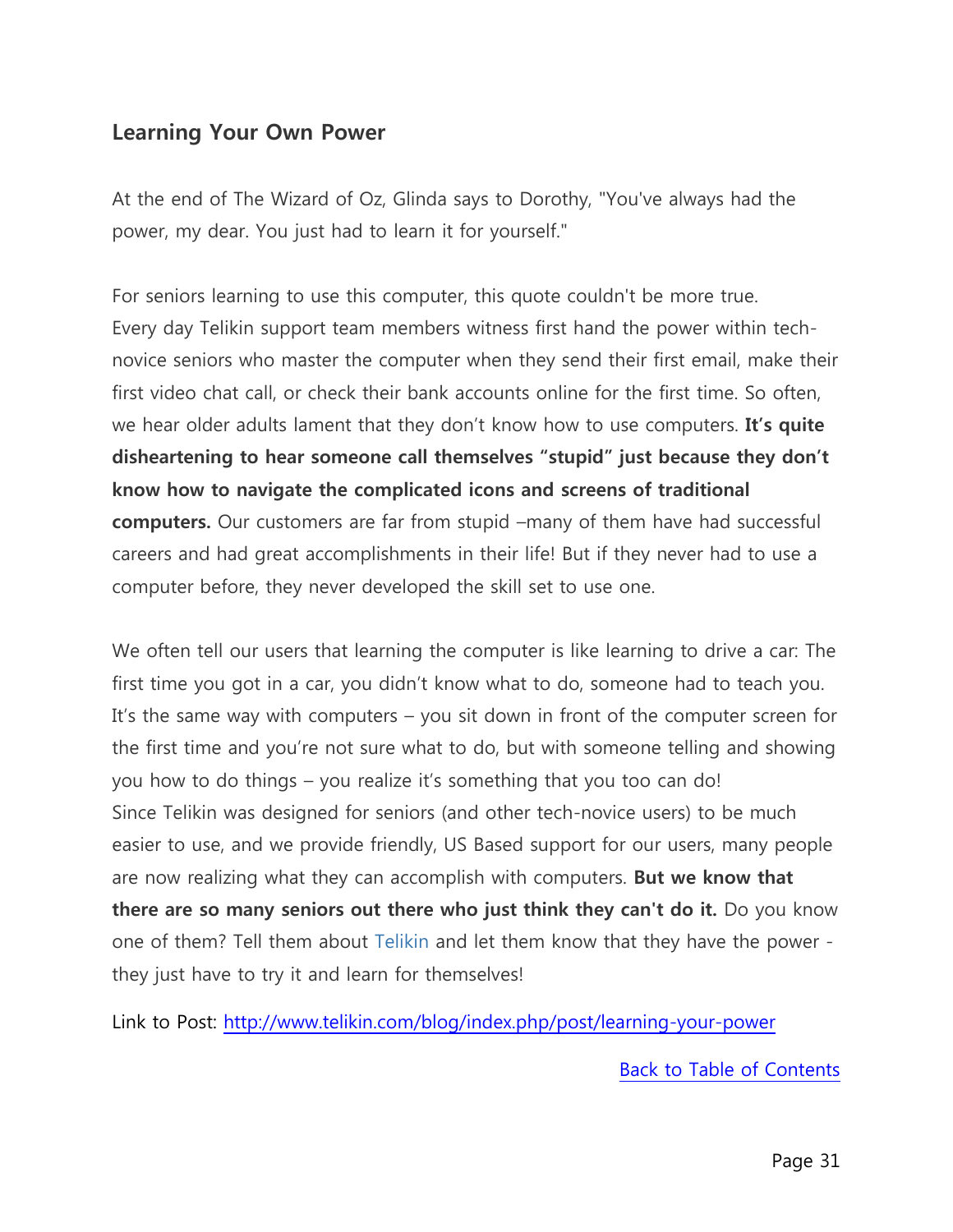## Learning Your Own Power

At the end of The Wizard of Oz, Glinda says to Dorothy, "You've always had the power, my dear. You just had to learn it for yourself."

For seniors learning to use this computer, this quote couldn't be more true. Every day Telikin support team members witness first hand the power within tech-novice seniors who master the computer when they send their first email, make their first video chat call, or check their bank accounts online for the first time. So often, we hear older adults lament that they don't know how to use computers. **It's quite disheartening to hear someone call themselves "stupid" just because they don't know how to navigate the complicated icons and screens of traditional computers.** Our customers are far from stupid –many of them have had successful careers and had great accomplishments in their life! But if they never had to use a computer before, they never developed the skill set to use one.

We often tell our users that learning the computer is like learning to drive a car: The first time you got in a car, you didn't know what to do, someone had to teach you. It's the same way with computers – you sit down in front of the computer screen for the first time and you're not sure what to do, but with someone telling and showing you how to do things – you realize it's something that you too can do! Since Telikin was designed for seniors (and other tech-novice users) to be much easier to use, and we provide friendly, US Based support for our users, many people are now realizing what they can accomplish with computers. **But we know that there are so many seniors out there who just think they can't do it.** Do you know one of them? Tell them about Telikin and let them know that they have the power - they just have to try it and learn for themselves!

Link to Post: [http://www.telikin.com/blog/index.php/post/learning-your-power](http://www.telikin.com/blog/index.php/post/learning-your-power)

Back to Table of Contents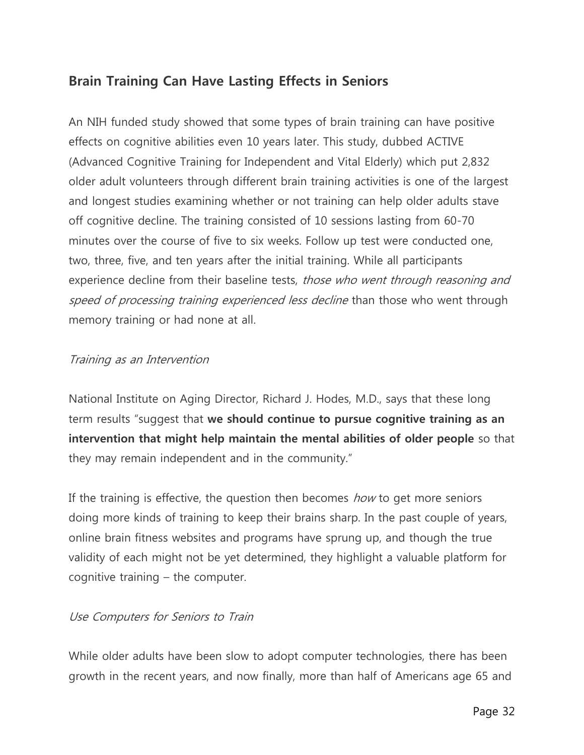## Brain Training Can Have Lasting Effects in Seniors

An NIH funded study showed that some types of brain training can have positive effects on cognitive abilities even 10 years later. This study, dubbed ACTIVE (Advanced Cognitive Training for Independent and Vital Elderly) which put 2,832 older adult volunteers through different brain training activities is one of the largest and longest studies examining whether or not training can help older adults stave off cognitive decline. The training consisted of 10 sessions lasting from 60-70 minutes over the course of five to six weeks. Follow up test were conducted one, two, three, five, and ten years after the initial training. While all participants experience decline from their baseline tests, *those who went through reasoning and speed of processing training experienced less decline* than those who went through memory training or had none at all.

*Training as an Intervention*

National Institute on Aging Director, Richard J. Hodes, M.D., says that these long term results "suggest that **we should continue to pursue cognitive training as an intervention that might help maintain the mental abilities of older people** so that they may remain independent and in the community."

If the training is effective, the question then becomes *how* to get more seniors doing more kinds of training to keep their brains sharp. In the past couple of years, online brain fitness websites and programs have sprung up, and though the true validity of each might not be yet determined, they highlight a valuable platform for cognitive training – the computer.

*Use Computers for Seniors to Train*

While older adults have been slow to adopt computer technologies, there has been growth in the recent years, and now finally, more than half of Americans age 65 and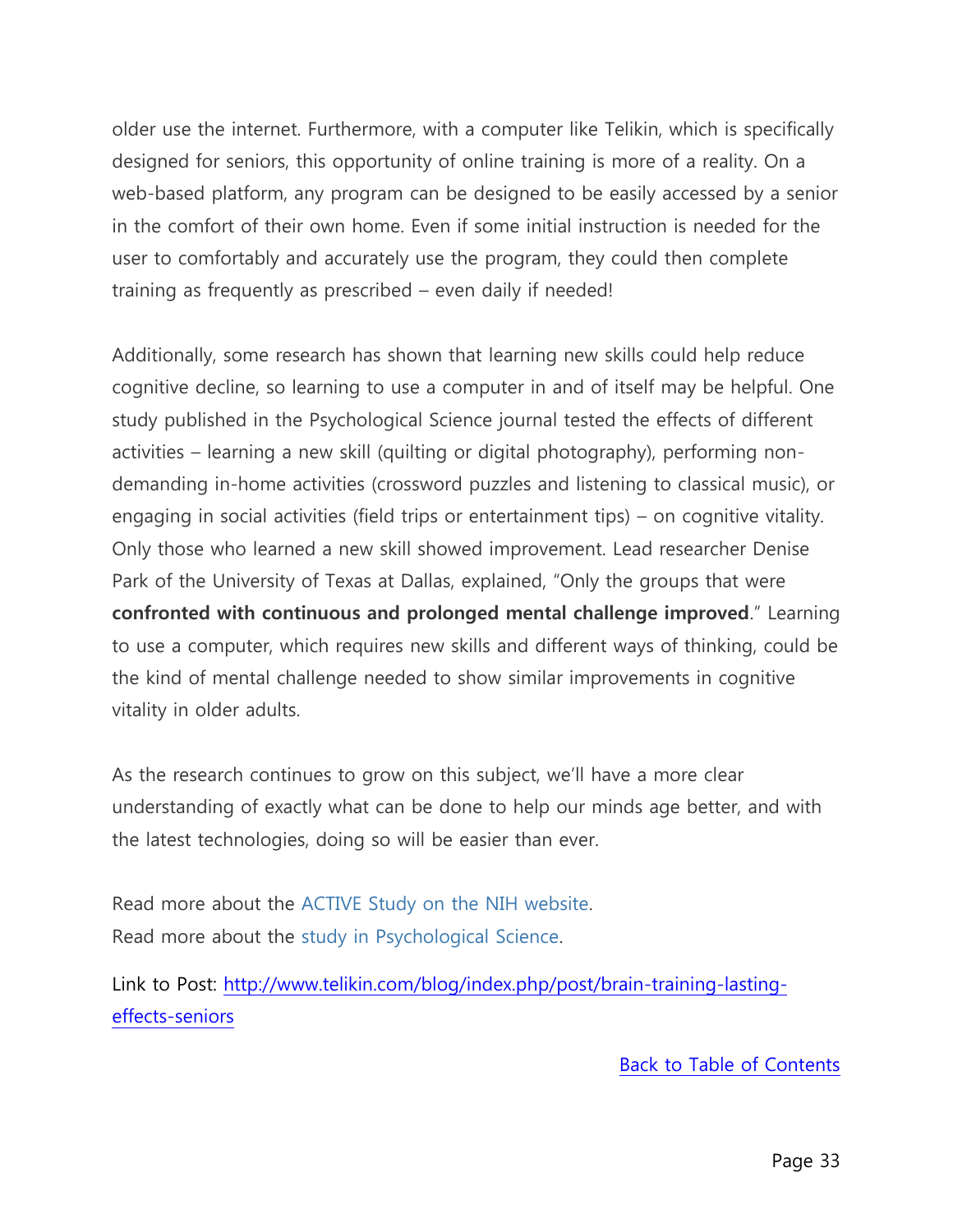older use the internet. Furthermore, with a computer like Telikin, which is specifically designed for seniors, this opportunity of online training is more of a reality. On a web-based platform, any program can be designed to be easily accessed by a senior in the comfort of their own home. Even if some initial instruction is needed for the user to comfortably and accurately use the program, they could then complete training as frequently as prescribed – even daily if needed!

Additionally, some research has shown that learning new skills could help reduce cognitive decline, so learning to use a computer in and of itself may be helpful. One study published in the Psychological Science journal tested the effects of different activities – learning a new skill (quilting or digital photography), performing non-demanding in-home activities (crossword puzzles and listening to classical music), or engaging in social activities (field trips or entertainment tips) – on cognitive vitality. Only those who learned a new skill showed improvement. Lead researcher Denise Park of the University of Texas at Dallas, explained, "Only the groups that were **confronted with continuous and prolonged mental challenge improved**." Learning to use a computer, which requires new skills and different ways of thinking, could be the kind of mental challenge needed to show similar improvements in cognitive vitality in older adults.

As the research continues to grow on this subject, we'll have a more clear understanding of exactly what can be done to help our minds age better, and with the latest technologies, doing so will be easier than ever.

Read more about the ACTIVE Study on the NIH website.
Read more about the study in Psychological Science.

Link to Post: http://www.telikin.com/blog/index.php/post/brain-training-lasting-effects-seniors

Back to Table of Contents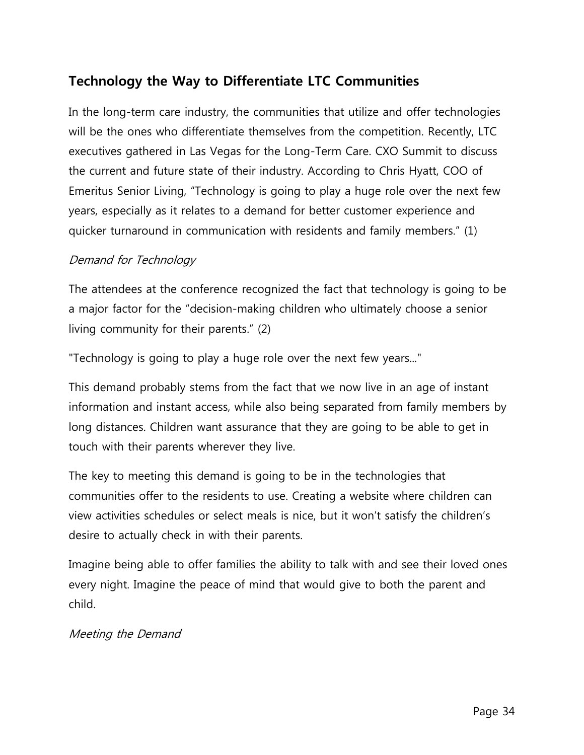## Technology the Way to Differentiate LTC Communities

In the long-term care industry, the communities that utilize and offer technologies will be the ones who differentiate themselves from the competition. Recently, LTC executives gathered in Las Vegas for the Long-Term Care. CXO Summit to discuss the current and future state of their industry. According to Chris Hyatt, COO of Emeritus Senior Living, "Technology is going to play a huge role over the next few years, especially as it relates to a demand for better customer experience and quicker turnaround in communication with residents and family members." (1)

*Demand for Technology*

The attendees at the conference recognized the fact that technology is going to be a major factor for the "decision-making children who ultimately choose a senior living community for their parents." (2)

"Technology is going to play a huge role over the next few years..."

This demand probably stems from the fact that we now live in an age of instant information and instant access, while also being separated from family members by long distances. Children want assurance that they are going to be able to get in touch with their parents wherever they live.

The key to meeting this demand is going to be in the technologies that communities offer to the residents to use. Creating a website where children can view activities schedules or select meals is nice, but it won't satisfy the children's desire to actually check in with their parents.

Imagine being able to offer families the ability to talk with and see their loved ones every night. Imagine the peace of mind that would give to both the parent and child.

*Meeting the Demand*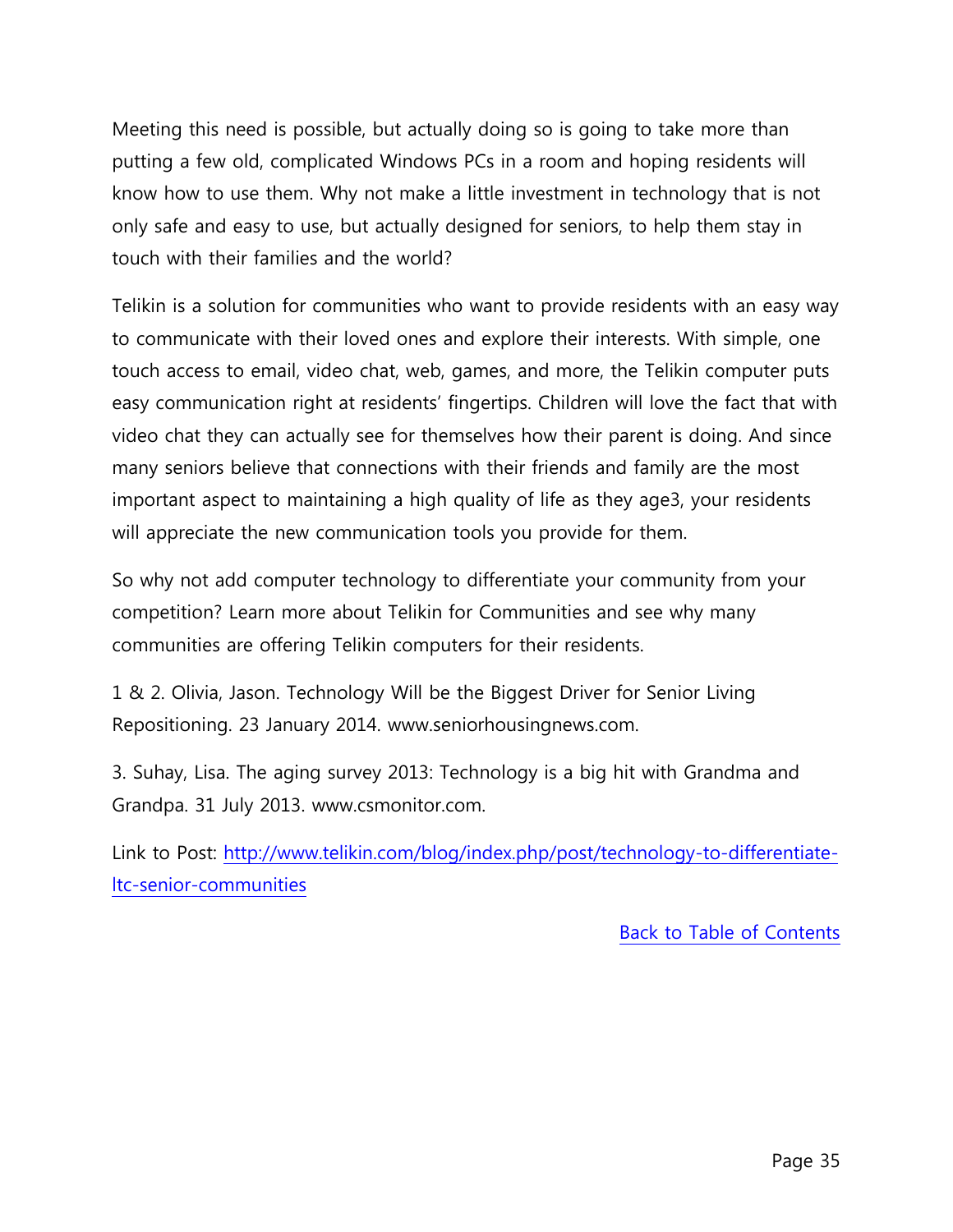Meeting this need is possible, but actually doing so is going to take more than putting a few old, complicated Windows PCs in a room and hoping residents will know how to use them. Why not make a little investment in technology that is not only safe and easy to use, but actually designed for seniors, to help them stay in touch with their families and the world?

Telikin is a solution for communities who want to provide residents with an easy way to communicate with their loved ones and explore their interests. With simple, one touch access to email, video chat, web, games, and more, the Telikin computer puts easy communication right at residents' fingertips. Children will love the fact that with video chat they can actually see for themselves how their parent is doing. And since many seniors believe that connections with their friends and family are the most important aspect to maintaining a high quality of life as they age3, your residents will appreciate the new communication tools you provide for them.

So why not add computer technology to differentiate your community from your competition? Learn more about Telikin for Communities and see why many communities are offering Telikin computers for their residents.

1 & 2. Olivia, Jason. Technology Will be the Biggest Driver for Senior Living Repositioning. 23 January 2014. www.seniorhousingnews.com.

3. Suhay, Lisa. The aging survey 2013: Technology is a big hit with Grandma and Grandpa. 31 July 2013. www.csmonitor.com.

Link to Post: [http://www.telikin.com/blog/index.php/post/technology-to-differentiate-ltc-senior-communities](http://www.telikin.com/blog/index.php/post/technology-to-differentiate-ltc-senior-communities)

Back to Table of Contents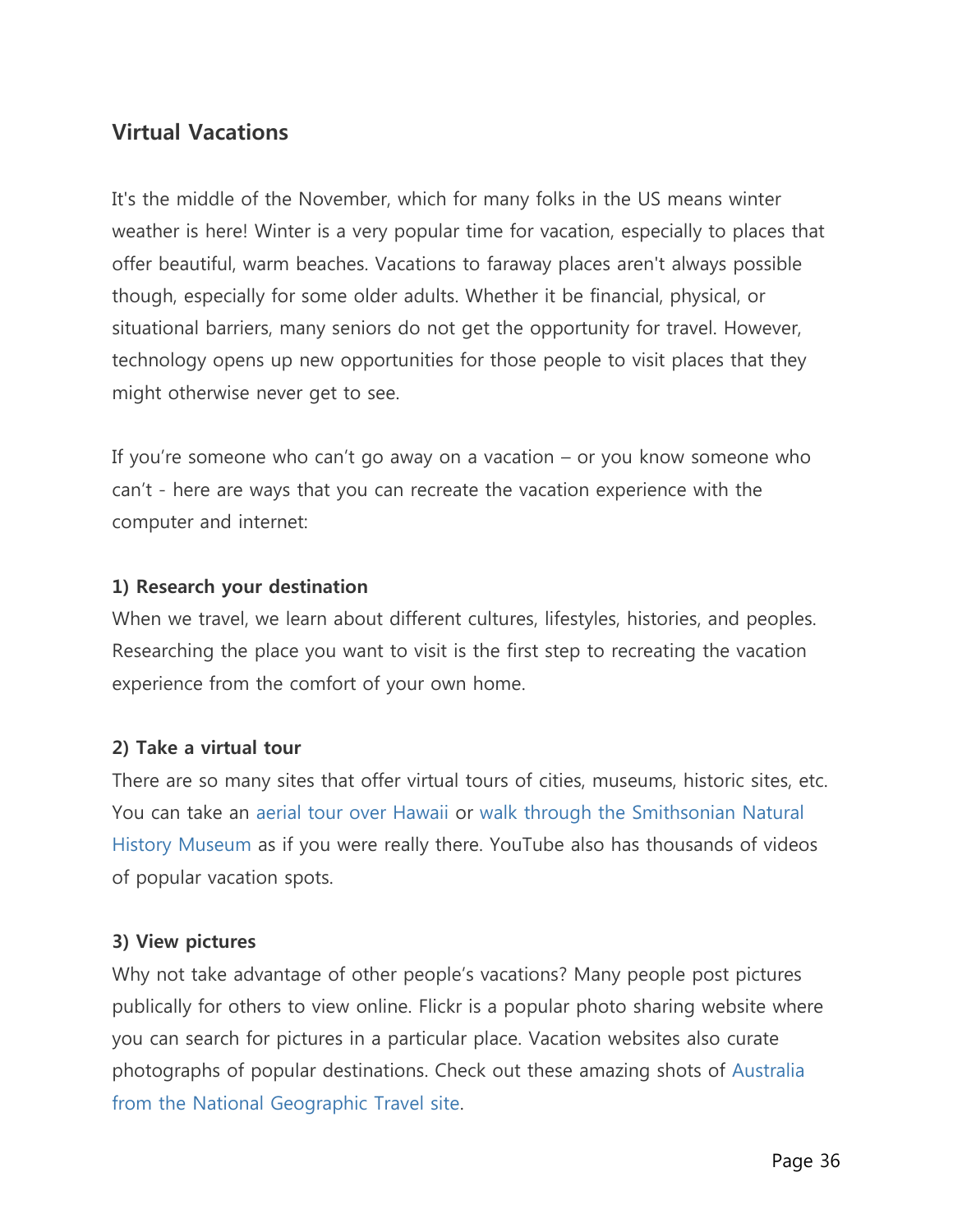## Virtual Vacations

It's the middle of the November, which for many folks in the US means winter weather is here! Winter is a very popular time for vacation, especially to places that offer beautiful, warm beaches. Vacations to faraway places aren't always possible though, especially for some older adults. Whether it be financial, physical, or situational barriers, many seniors do not get the opportunity for travel. However, technology opens up new opportunities for those people to visit places that they might otherwise never get to see.

If you're someone who can't go away on a vacation – or you know someone who can't - here are ways that you can recreate the vacation experience with the computer and internet:

**1) Research your destination**
When we travel, we learn about different cultures, lifestyles, histories, and peoples. Researching the place you want to visit is the first step to recreating the vacation experience from the comfort of your own home.

**2) Take a virtual tour**
There are so many sites that offer virtual tours of cities, museums, historic sites, etc. You can take an aerial tour over Hawaii or walk through the Smithsonian Natural History Museum as if you were really there. YouTube also has thousands of videos of popular vacation spots.

**3) View pictures**
Why not take advantage of other people's vacations? Many people post pictures publically for others to view online. Flickr is a popular photo sharing website where you can search for pictures in a particular place. Vacation websites also curate photographs of popular destinations. Check out these amazing shots of Australia from the National Geographic Travel site.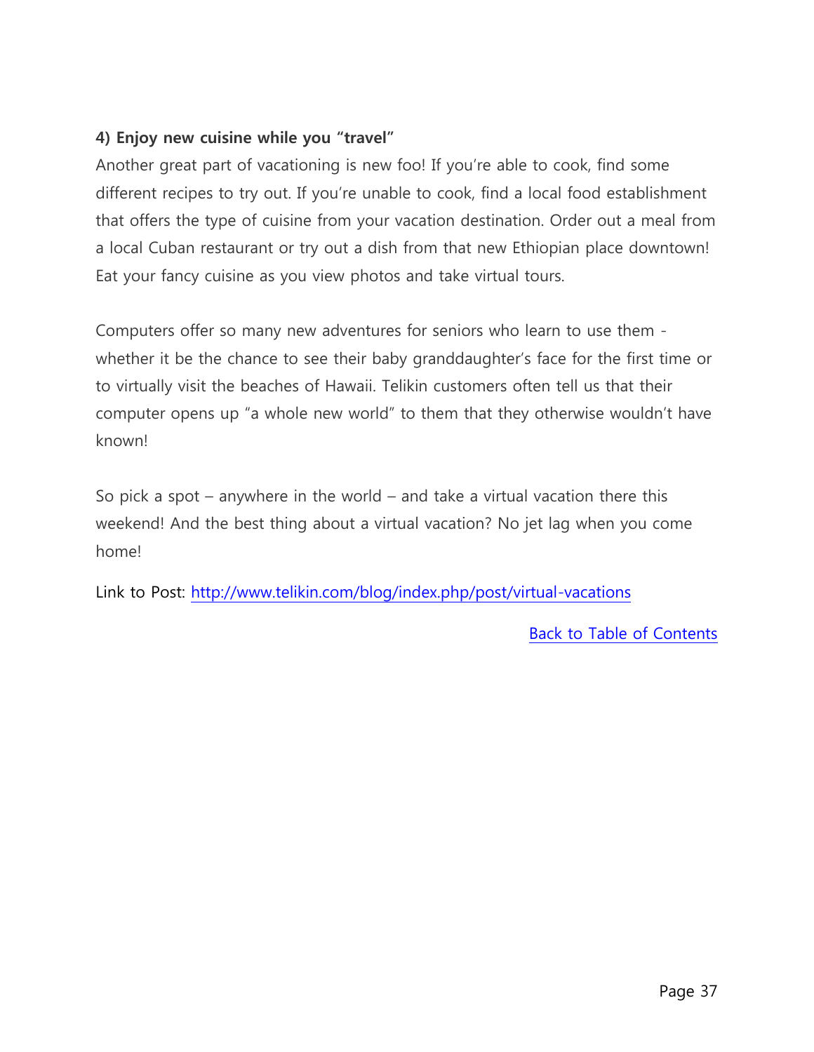**4) Enjoy new cuisine while you "travel"**

Another great part of vacationing is new foo! If you're able to cook, find some different recipes to try out. If you're unable to cook, find a local food establishment that offers the type of cuisine from your vacation destination. Order out a meal from a local Cuban restaurant or try out a dish from that new Ethiopian place downtown! Eat your fancy cuisine as you view photos and take virtual tours.

Computers offer so many new adventures for seniors who learn to use them - whether it be the chance to see their baby granddaughter's face for the first time or to virtually visit the beaches of Hawaii. Telikin customers often tell us that their computer opens up "a whole new world" to them that they otherwise wouldn't have known!

So pick a spot – anywhere in the world – and take a virtual vacation there this weekend! And the best thing about a virtual vacation? No jet lag when you come home!

Link to Post: [http://www.telikin.com/blog/index.php/post/virtual-vacations](http://www.telikin.com/blog/index.php/post/virtual-vacations)

Back to Table of Contents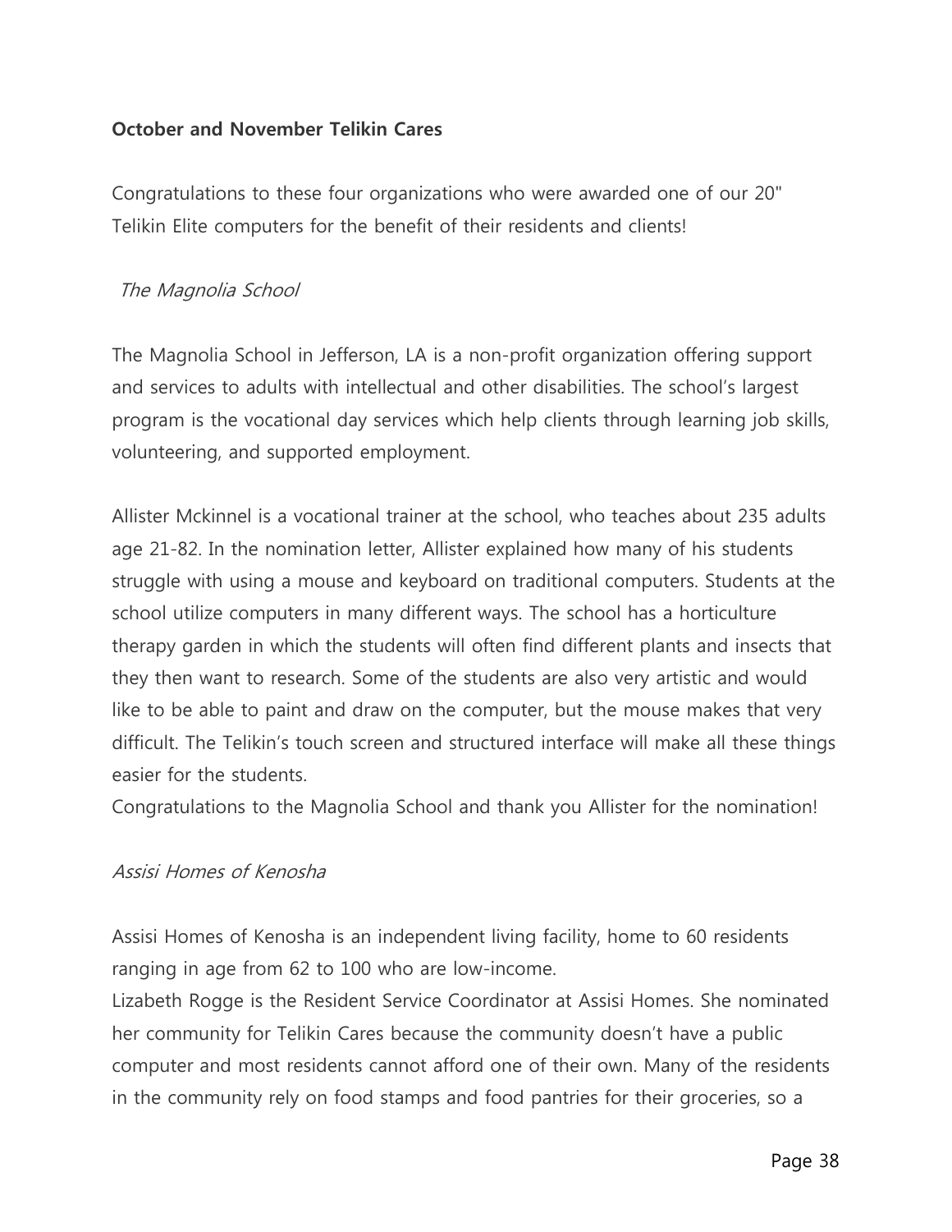**October and November Telikin Cares**

Congratulations to these four organizations who were awarded one of our 20" Telikin Elite computers for the benefit of their residents and clients!

*The Magnolia School*

The Magnolia School in Jefferson, LA is a non-profit organization offering support and services to adults with intellectual and other disabilities. The school's largest program is the vocational day services which help clients through learning job skills, volunteering, and supported employment.

Allister Mckinnel is a vocational trainer at the school, who teaches about 235 adults age 21-82. In the nomination letter, Allister explained how many of his students struggle with using a mouse and keyboard on traditional computers. Students at the school utilize computers in many different ways. The school has a horticulture therapy garden in which the students will often find different plants and insects that they then want to research. Some of the students are also very artistic and would like to be able to paint and draw on the computer, but the mouse makes that very difficult. The Telikin's touch screen and structured interface will make all these things easier for the students.
Congratulations to the Magnolia School and thank you Allister for the nomination!

*Assisi Homes of Kenosha*

Assisi Homes of Kenosha is an independent living facility, home to 60 residents ranging in age from 62 to 100 who are low-income.
Lizabeth Rogge is the Resident Service Coordinator at Assisi Homes. She nominated her community for Telikin Cares because the community doesn't have a public computer and most residents cannot afford one of their own. Many of the residents in the community rely on food stamps and food pantries for their groceries, so a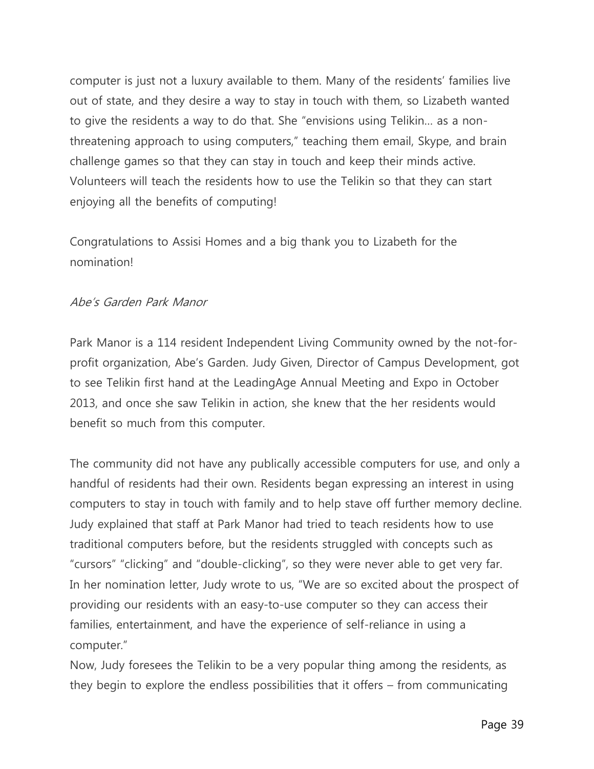computer is just not a luxury available to them. Many of the residents' families live out of state, and they desire a way to stay in touch with them, so Lizabeth wanted to give the residents a way to do that. She "envisions using Telikin… as a non-threatening approach to using computers," teaching them email, Skype, and brain challenge games so that they can stay in touch and keep their minds active. Volunteers will teach the residents how to use the Telikin so that they can start enjoying all the benefits of computing!

Congratulations to Assisi Homes and a big thank you to Lizabeth for the nomination!

*Abe's Garden Park Manor*

Park Manor is a 114 resident Independent Living Community owned by the not-for-profit organization, Abe's Garden. Judy Given, Director of Campus Development, got to see Telikin first hand at the LeadingAge Annual Meeting and Expo in October 2013, and once she saw Telikin in action, she knew that the her residents would benefit so much from this computer.

The community did not have any publically accessible computers for use, and only a handful of residents had their own. Residents began expressing an interest in using computers to stay in touch with family and to help stave off further memory decline. Judy explained that staff at Park Manor had tried to teach residents how to use traditional computers before, but the residents struggled with concepts such as "cursors" "clicking" and "double-clicking", so they were never able to get very far. In her nomination letter, Judy wrote to us, "We are so excited about the prospect of providing our residents with an easy-to-use computer so they can access their families, entertainment, and have the experience of self-reliance in using a computer."

Now, Judy foresees the Telikin to be a very popular thing among the residents, as they begin to explore the endless possibilities that it offers – from communicating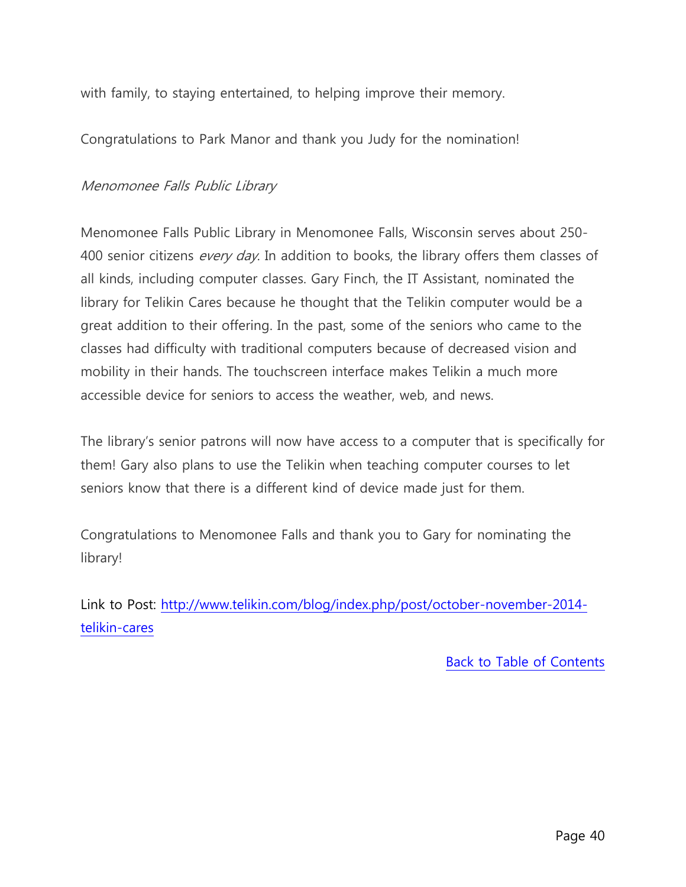with family, to staying entertained, to helping improve their memory.

Congratulations to Park Manor and thank you Judy for the nomination!

*Menomonee Falls Public Library*

Menomonee Falls Public Library in Menomonee Falls, Wisconsin serves about 250-400 senior citizens *every day*. In addition to books, the library offers them classes of all kinds, including computer classes. Gary Finch, the IT Assistant, nominated the library for Telikin Cares because he thought that the Telikin computer would be a great addition to their offering. In the past, some of the seniors who came to the classes had difficulty with traditional computers because of decreased vision and mobility in their hands. The touchscreen interface makes Telikin a much more accessible device for seniors to access the weather, web, and news.

The library's senior patrons will now have access to a computer that is specifically for them! Gary also plans to use the Telikin when teaching computer courses to let seniors know that there is a different kind of device made just for them.

Congratulations to Menomonee Falls and thank you to Gary for nominating the library!

Link to Post: [http://www.telikin.com/blog/index.php/post/october-november-2014-telikin-cares](http://www.telikin.com/blog/index.php/post/october-november-2014-telikin-cares)

Back to Table of Contents